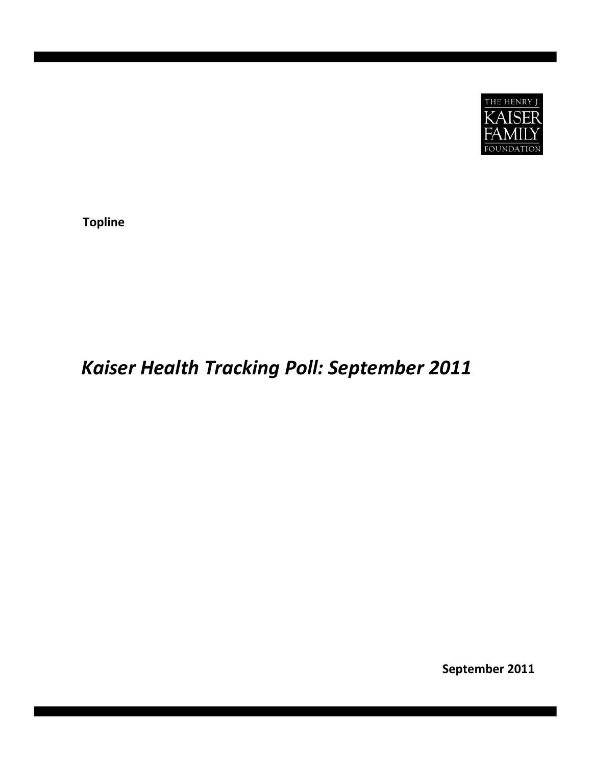THE HENRY J. KAISER FAMILY FOUNDATION

**Topline**

# *Kaiser Health Tracking Poll: September 2011*

**September 2011**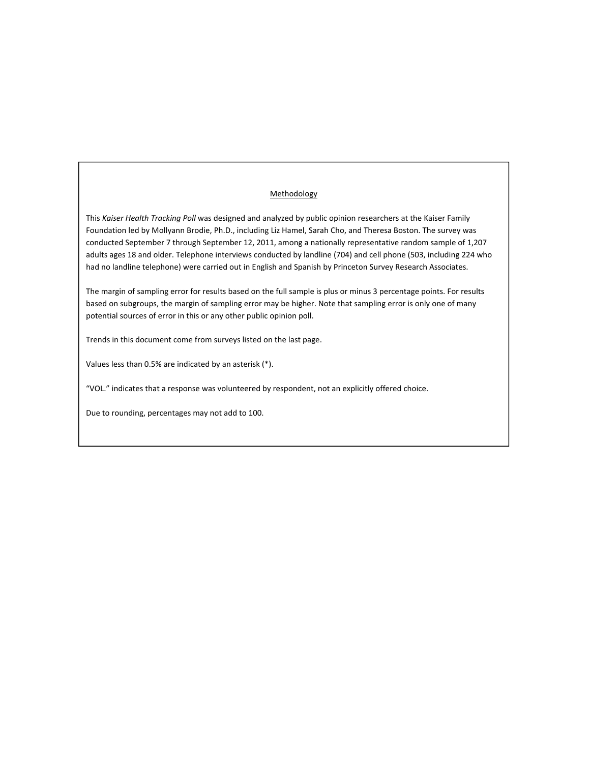## Methodology

This *Kaiser Health Tracking Poll* was designed and analyzed by public opinion researchers at the Kaiser Family Foundation led by Mollyann Brodie, Ph.D., including Liz Hamel, Sarah Cho, and Theresa Boston. The survey was conducted September 7 through September 12, 2011, among a nationally representative random sample of 1,207 adults ages 18 and older. Telephone interviews conducted by landline (704) and cell phone (503, including 224 who had no landline telephone) were carried out in English and Spanish by Princeton Survey Research Associates.

The margin of sampling error for results based on the full sample is plus or minus 3 percentage points. For results based on subgroups, the margin of sampling error may be higher. Note that sampling error is only one of many potential sources of error in this or any other public opinion poll.

Trends in this document come from surveys listed on the last page.

Values less than 0.5% are indicated by an asterisk (*).

"VOL." indicates that a response was volunteered by respondent, not an explicitly offered choice.

Due to rounding, percentages may not add to 100.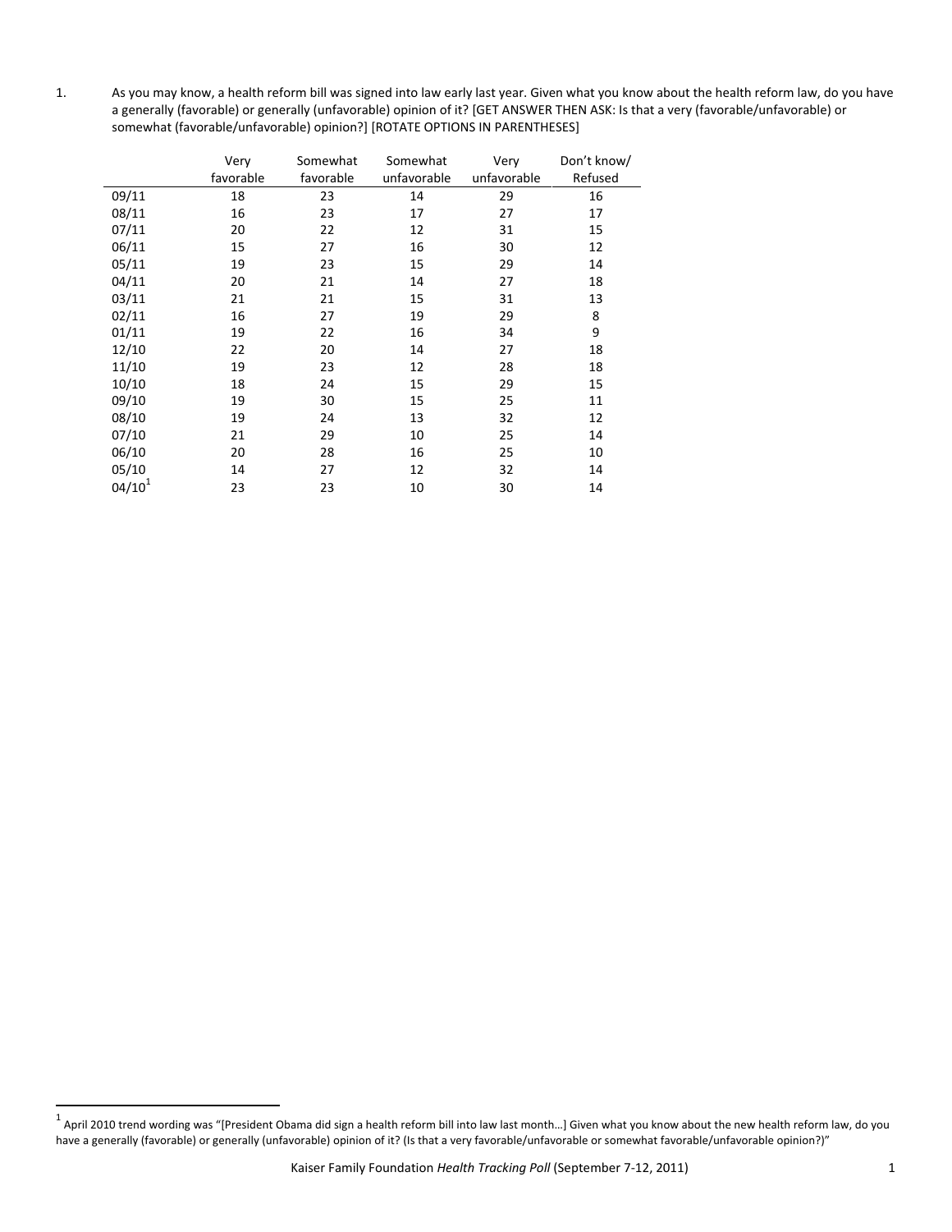1. As you may know, a health reform bill was signed into law early last year. Given what you know about the health reform law, do you have a generally (favorable) or generally (unfavorable) opinion of it? [GET ANSWER THEN ASK: Is that a very (favorable/unfavorable) or somewhat (favorable/unfavorable) opinion?] [ROTATE OPTIONS IN PARENTHESES]

| | Very favorable | Somewhat favorable | Somewhat unfavorable | Very unfavorable | Don't know/ Refused |
|---|---|---|---|---|---|
| 09/11 | 18 | 23 | 14 | 29 | 16 |
| 08/11 | 16 | 23 | 17 | 27 | 17 |
| 07/11 | 20 | 22 | 12 | 31 | 15 |
| 06/11 | 15 | 27 | 16 | 30 | 12 |
| 05/11 | 19 | 23 | 15 | 29 | 14 |
| 04/11 | 20 | 21 | 14 | 27 | 18 |
| 03/11 | 21 | 21 | 15 | 31 | 13 |
| 02/11 | 16 | 27 | 19 | 29 | 8 |
| 01/11 | 19 | 22 | 16 | 34 | 9 |
| 12/10 | 22 | 20 | 14 | 27 | 18 |
| 11/10 | 19 | 23 | 12 | 28 | 18 |
| 10/10 | 18 | 24 | 15 | 29 | 15 |
| 09/10 | 19 | 30 | 15 | 25 | 11 |
| 08/10 | 19 | 24 | 13 | 32 | 12 |
| 07/10 | 21 | 29 | 10 | 25 | 14 |
| 06/10 | 20 | 28 | 16 | 25 | 10 |
| 05/10 | 14 | 27 | 12 | 32 | 14 |
| 04/10[1] | 23 | 23 | 10 | 30 | 14 |

[1] April 2010 trend wording was "[President Obama did sign a health reform bill into law last month…] Given what you know about the new health reform law, do you have a generally (favorable) or generally (unfavorable) opinion of it? (Is that a very favorable/unfavorable or somewhat favorable/unfavorable opinion?)"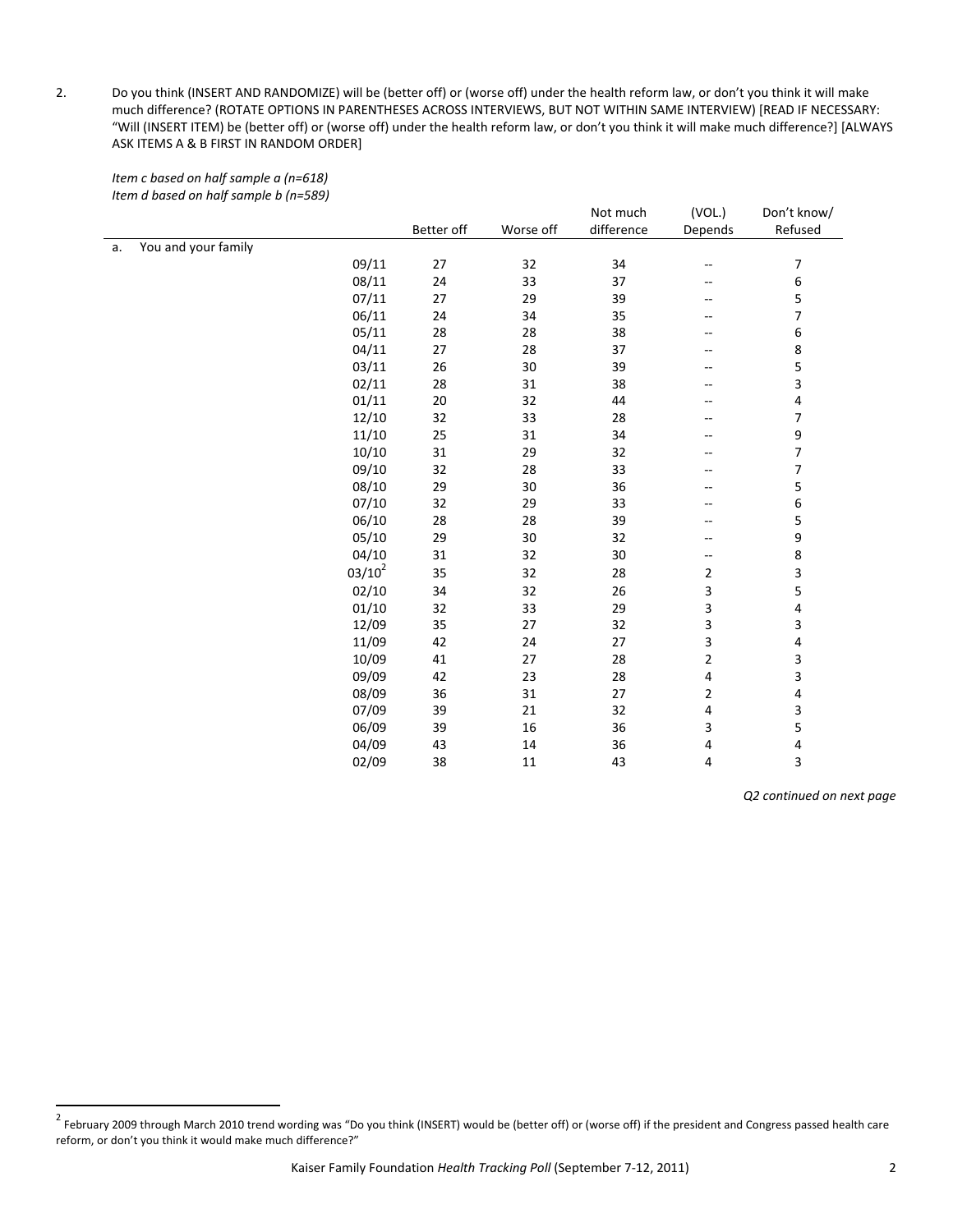2. Do you think (INSERT AND RANDOMIZE) will be (better off) or (worse off) under the health reform law, or don't you think it will make much difference? (ROTATE OPTIONS IN PARENTHESES ACROSS INTERVIEWS, BUT NOT WITHIN SAME INTERVIEW) [READ IF NECESSARY: "Will (INSERT ITEM) be (better off) or (worse off) under the health reform law, or don't you think it will make much difference?] [ALWAYS ASK ITEMS A & B FIRST IN RANDOM ORDER]

*Item c based on half sample a (n=618)*
*Item d based on half sample b (n=589)*

| | | Better off | Worse off | Not much difference | (VOL.) Depends | Don't know/ Refused |
|---|---|---|---|---|---|---|
| a. You and your family | | | | | | |
| | 09/11 | 27 | 32 | 34 | -- | 7 |
| | 08/11 | 24 | 33 | 37 | -- | 6 |
| | 07/11 | 27 | 29 | 39 | -- | 5 |
| | 06/11 | 24 | 34 | 35 | -- | 7 |
| | 05/11 | 28 | 28 | 38 | -- | 6 |
| | 04/11 | 27 | 28 | 37 | -- | 8 |
| | 03/11 | 26 | 30 | 39 | -- | 5 |
| | 02/11 | 28 | 31 | 38 | -- | 3 |
| | 01/11 | 20 | 32 | 44 | -- | 4 |
| | 12/10 | 32 | 33 | 28 | -- | 7 |
| | 11/10 | 25 | 31 | 34 | -- | 9 |
| | 10/10 | 31 | 29 | 32 | -- | 7 |
| | 09/10 | 32 | 28 | 33 | -- | 7 |
| | 08/10 | 29 | 30 | 36 | -- | 5 |
| | 07/10 | 32 | 29 | 33 | -- | 6 |
| | 06/10 | 28 | 28 | 39 | -- | 5 |
| | 05/10 | 29 | 30 | 32 | -- | 9 |
| | 04/10 | 31 | 32 | 30 | -- | 8 |
| | 03/10[2] | 35 | 32 | 28 | 2 | 3 |
| | 02/10 | 34 | 32 | 26 | 3 | 5 |
| | 01/10 | 32 | 33 | 29 | 3 | 4 |
| | 12/09 | 35 | 27 | 32 | 3 | 3 |
| | 11/09 | 42 | 24 | 27 | 3 | 4 |
| | 10/09 | 41 | 27 | 28 | 2 | 3 |
| | 09/09 | 42 | 23 | 28 | 4 | 3 |
| | 08/09 | 36 | 31 | 27 | 2 | 4 |
| | 07/09 | 39 | 21 | 32 | 4 | 3 |
| | 06/09 | 39 | 16 | 36 | 3 | 5 |
| | 04/09 | 43 | 14 | 36 | 4 | 4 |
| | 02/09 | 38 | 11 | 43 | 4 | 3 |

*Q2 continued on next page*

[2] February 2009 through March 2010 trend wording was "Do you think (INSERT) would be (better off) or (worse off) if the president and Congress passed health care reform, or don't you think it would make much difference?"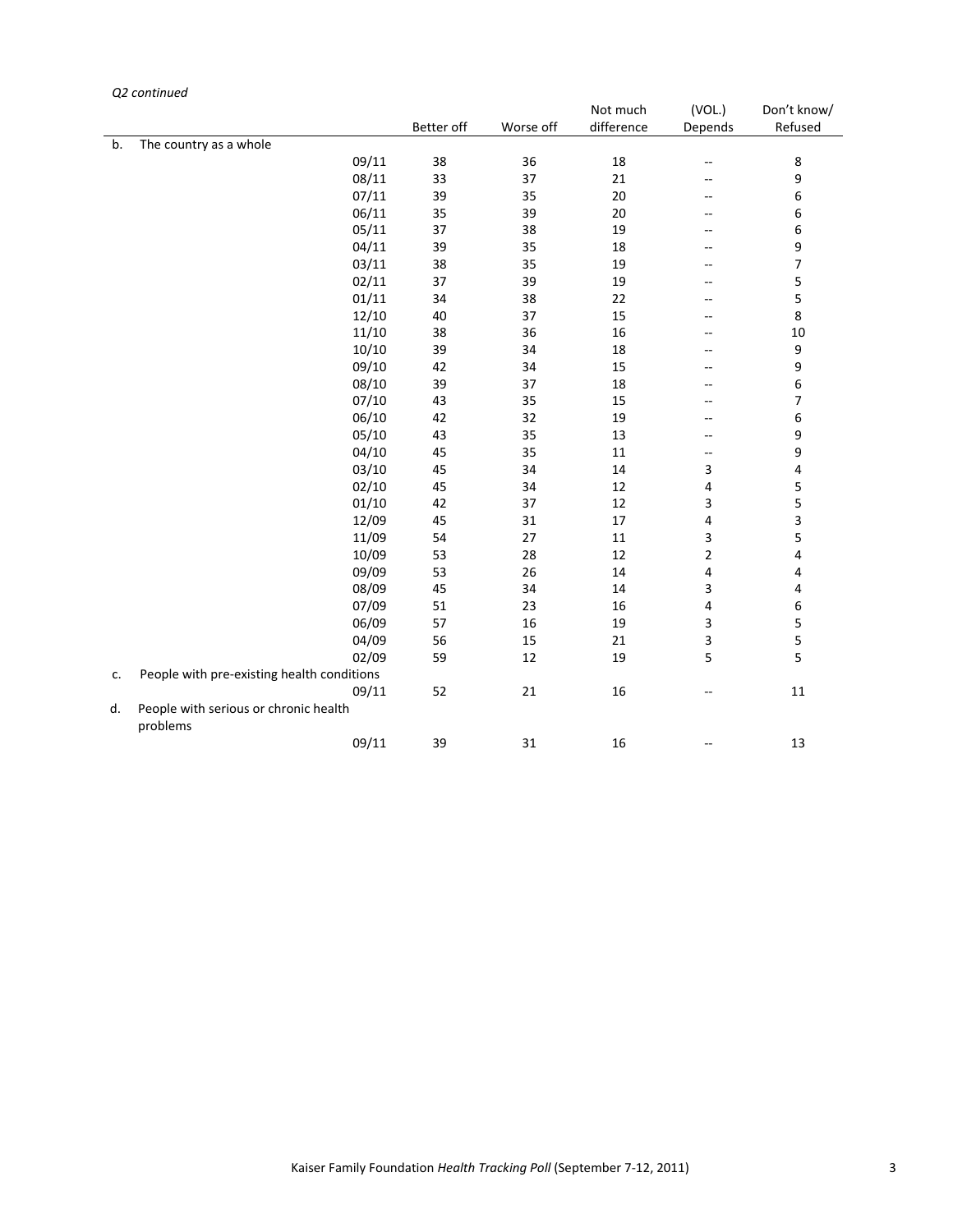*Q2 continued*

| | | Better off | Worse off | Not much difference | (VOL.) Depends | Don't know/ Refused |
|---|---|---|---|---|---|---|
| b. | The country as a whole | | | | | |
| | 09/11 | 38 | 36 | 18 | -- | 8 |
| | 08/11 | 33 | 37 | 21 | -- | 9 |
| | 07/11 | 39 | 35 | 20 | -- | 6 |
| | 06/11 | 35 | 39 | 20 | -- | 6 |
| | 05/11 | 37 | 38 | 19 | -- | 6 |
| | 04/11 | 39 | 35 | 18 | -- | 9 |
| | 03/11 | 38 | 35 | 19 | -- | 7 |
| | 02/11 | 37 | 39 | 19 | -- | 5 |
| | 01/11 | 34 | 38 | 22 | -- | 5 |
| | 12/10 | 40 | 37 | 15 | -- | 8 |
| | 11/10 | 38 | 36 | 16 | -- | 10 |
| | 10/10 | 39 | 34 | 18 | -- | 9 |
| | 09/10 | 42 | 34 | 15 | -- | 9 |
| | 08/10 | 39 | 37 | 18 | -- | 6 |
| | 07/10 | 43 | 35 | 15 | -- | 7 |
| | 06/10 | 42 | 32 | 19 | -- | 6 |
| | 05/10 | 43 | 35 | 13 | -- | 9 |
| | 04/10 | 45 | 35 | 11 | -- | 9 |
| | 03/10 | 45 | 34 | 14 | 3 | 4 |
| | 02/10 | 45 | 34 | 12 | 4 | 5 |
| | 01/10 | 42 | 37 | 12 | 3 | 5 |
| | 12/09 | 45 | 31 | 17 | 4 | 3 |
| | 11/09 | 54 | 27 | 11 | 3 | 5 |
| | 10/09 | 53 | 28 | 12 | 2 | 4 |
| | 09/09 | 53 | 26 | 14 | 4 | 4 |
| | 08/09 | 45 | 34 | 14 | 3 | 4 |
| | 07/09 | 51 | 23 | 16 | 4 | 6 |
| | 06/09 | 57 | 16 | 19 | 3 | 5 |
| | 04/09 | 56 | 15 | 21 | 3 | 5 |
| | 02/09 | 59 | 12 | 19 | 5 | 5 |
| c. | People with pre-existing health conditions | | | | | |
| | 09/11 | 52 | 21 | 16 | -- | 11 |
| d. | People with serious or chronic health problems | | | | | |
| | 09/11 | 39 | 31 | 16 | -- | 13 |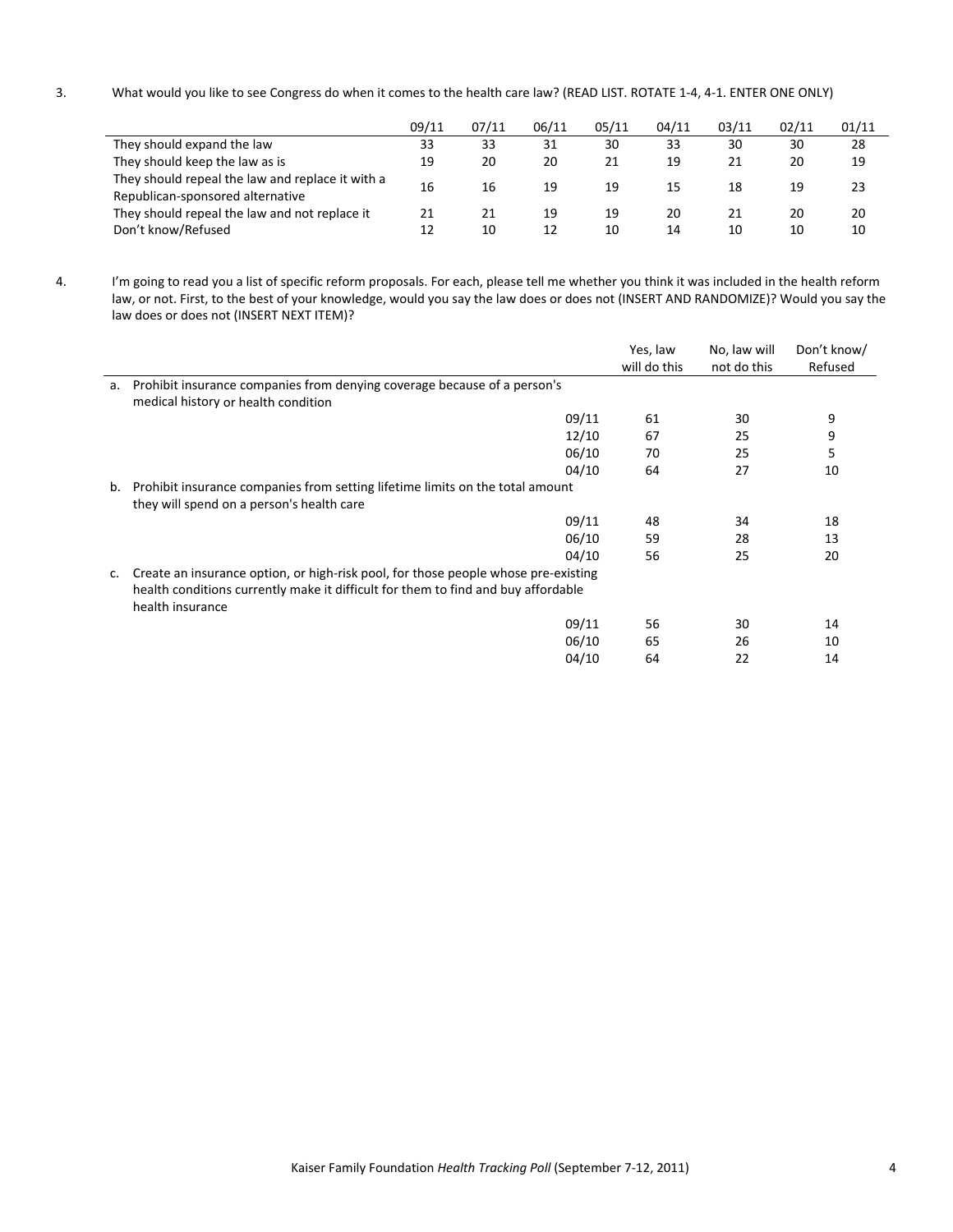3. What would you like to see Congress do when it comes to the health care law? (READ LIST. ROTATE 1-4, 4-1. ENTER ONE ONLY)

| | 09/11 | 07/11 | 06/11 | 05/11 | 04/11 | 03/11 | 02/11 | 01/11 |
|---|---|---|---|---|---|---|---|---|
| They should expand the law | 33 | 33 | 31 | 30 | 33 | 30 | 30 | 28 |
| They should keep the law as is | 19 | 20 | 20 | 21 | 19 | 21 | 20 | 19 |
| They should repeal the law and replace it with a Republican-sponsored alternative | 16 | 16 | 19 | 19 | 15 | 18 | 19 | 23 |
| They should repeal the law and not replace it | 21 | 21 | 19 | 19 | 20 | 21 | 20 | 20 |
| Don't know/Refused | 12 | 10 | 12 | 10 | 14 | 10 | 10 | 10 |

4. I'm going to read you a list of specific reform proposals. For each, please tell me whether you think it was included in the health reform law, or not. First, to the best of your knowledge, would you say the law does or does not (INSERT AND RANDOMIZE)? Would you say the law does or does not (INSERT NEXT ITEM)?

| | | Yes, law will do this | No, law will not do this | Don't know/ Refused |
|---|---|---|---|---|
| a. Prohibit insurance companies from denying coverage because of a person's medical history or health condition | | | | |
| | 09/11 | 61 | 30 | 9 |
| | 12/10 | 67 | 25 | 9 |
| | 06/10 | 70 | 25 | 5 |
| | 04/10 | 64 | 27 | 10 |
| b. Prohibit insurance companies from setting lifetime limits on the total amount they will spend on a person's health care | | | | |
| | 09/11 | 48 | 34 | 18 |
| | 06/10 | 59 | 28 | 13 |
| | 04/10 | 56 | 25 | 20 |
| c. Create an insurance option, or high-risk pool, for those people whose pre-existing health conditions currently make it difficult for them to find and buy affordable health insurance | | | | |
| | 09/11 | 56 | 30 | 14 |
| | 06/10 | 65 | 26 | 10 |
| | 04/10 | 64 | 22 | 14 |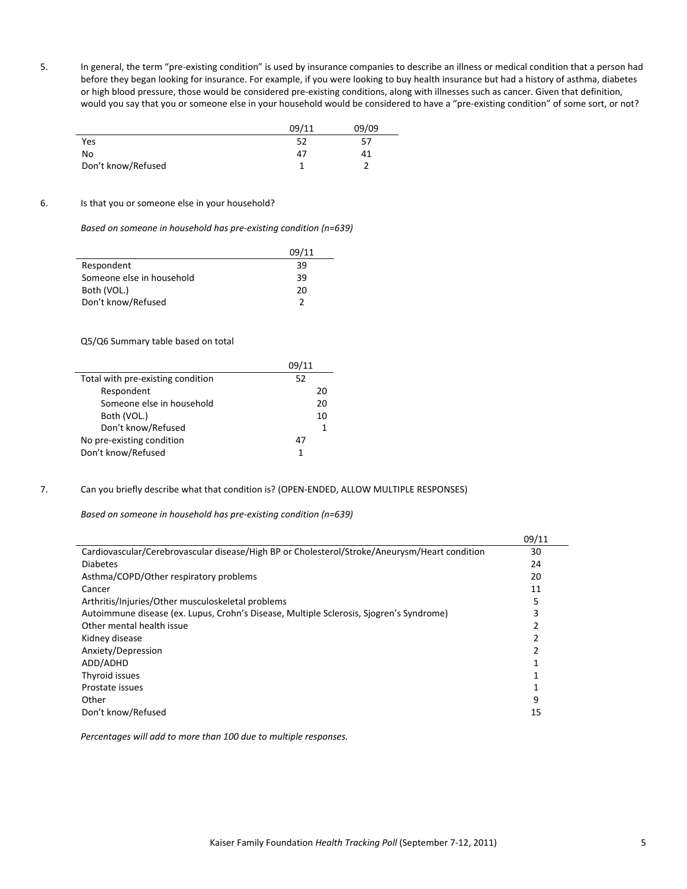5. In general, the term "pre-existing condition" is used by insurance companies to describe an illness or medical condition that a person had before they began looking for insurance. For example, if you were looking to buy health insurance but had a history of asthma, diabetes or high blood pressure, those would be considered pre-existing conditions, along with illnesses such as cancer. Given that definition, would you say that you or someone else in your household would be considered to have a "pre-existing condition" of some sort, or not?

| | 09/11 | 09/09 |
|---|---|---|
| Yes | 52 | 57 |
| No | 47 | 41 |
| Don't know/Refused | 1 | 2 |

6. Is that you or someone else in your household?

*Based on someone in household has pre-existing condition (n=639)*

| | 09/11 |
|---|---|
| Respondent | 39 |
| Someone else in household | 39 |
| Both (VOL.) | 20 |
| Don't know/Refused | 2 |

Q5/Q6 Summary table based on total

| | 09/11 | |
|---|---|---|
| Total with pre-existing condition | 52 | |
| Respondent | | 20 |
| Someone else in household | | 20 |
| Both (VOL.) | | 10 |
| Don't know/Refused | | 1 |
| No pre-existing condition | 47 | |
| Don't know/Refused | 1 | |

7. Can you briefly describe what that condition is? (OPEN-ENDED, ALLOW MULTIPLE RESPONSES)

*Based on someone in household has pre-existing condition (n=639)*

| | 09/11 |
|---|---|
| Cardiovascular/Cerebrovascular disease/High BP or Cholesterol/Stroke/Aneurysm/Heart condition | 30 |
| Diabetes | 24 |
| Asthma/COPD/Other respiratory problems | 20 |
| Cancer | 11 |
| Arthritis/Injuries/Other musculoskeletal problems | 5 |
| Autoimmune disease (ex. Lupus, Crohn's Disease, Multiple Sclerosis, Sjogren's Syndrome) | 3 |
| Other mental health issue | 2 |
| Kidney disease | 2 |
| Anxiety/Depression | 2 |
| ADD/ADHD | 1 |
| Thyroid issues | 1 |
| Prostate issues | 1 |
| Other | 9 |
| Don't know/Refused | 15 |

*Percentages will add to more than 100 due to multiple responses.*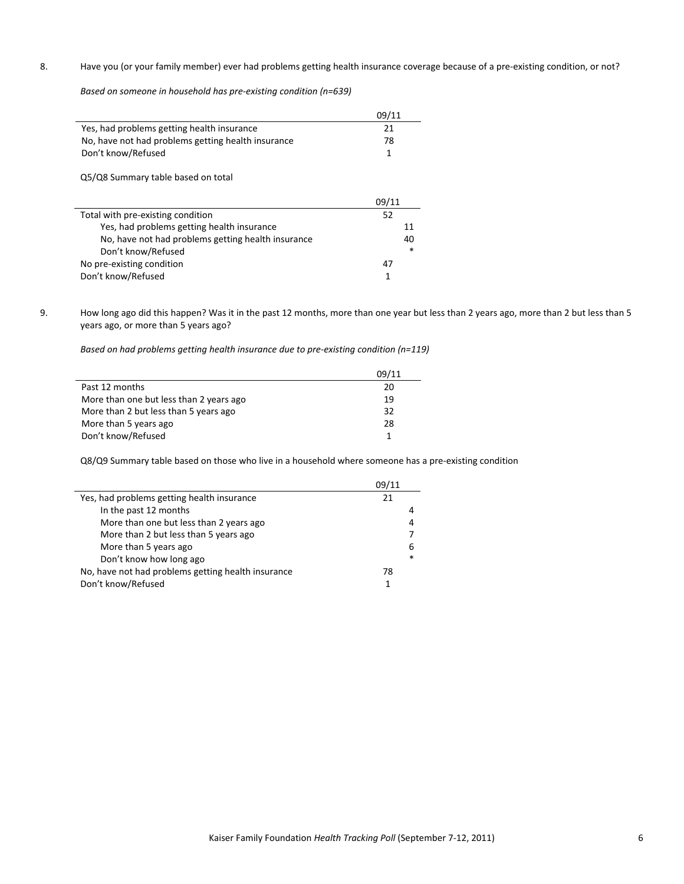8. Have you (or your family member) ever had problems getting health insurance coverage because of a pre-existing condition, or not?

*Based on someone in household has pre-existing condition (n=639)*

| | 09/11 |
|---|---|
| Yes, had problems getting health insurance | 21 |
| No, have not had problems getting health insurance | 78 |
| Don't know/Refused | 1 |

Q5/Q8 Summary table based on total

| | 09/11 | |
|---|---|---|
| Total with pre-existing condition | 52 | |
| Yes, had problems getting health insurance | | 11 |
| No, have not had problems getting health insurance | | 40 |
| Don't know/Refused | | * |
| No pre-existing condition | 47 | |
| Don't know/Refused | 1 | |

9. How long ago did this happen? Was it in the past 12 months, more than one year but less than 2 years ago, more than 2 but less than 5 years ago, or more than 5 years ago?

*Based on had problems getting health insurance due to pre-existing condition (n=119)*

| | 09/11 |
|---|---|
| Past 12 months | 20 |
| More than one but less than 2 years ago | 19 |
| More than 2 but less than 5 years ago | 32 |
| More than 5 years ago | 28 |
| Don't know/Refused | 1 |

Q8/Q9 Summary table based on those who live in a household where someone has a pre-existing condition

| | 09/11 | |
|---|---|---|
| Yes, had problems getting health insurance | 21 | |
| In the past 12 months | | 4 |
| More than one but less than 2 years ago | | 4 |
| More than 2 but less than 5 years ago | | 7 |
| More than 5 years ago | | 6 |
| Don't know how long ago | | * |
| No, have not had problems getting health insurance | 78 | |
| Don't know/Refused | 1 | |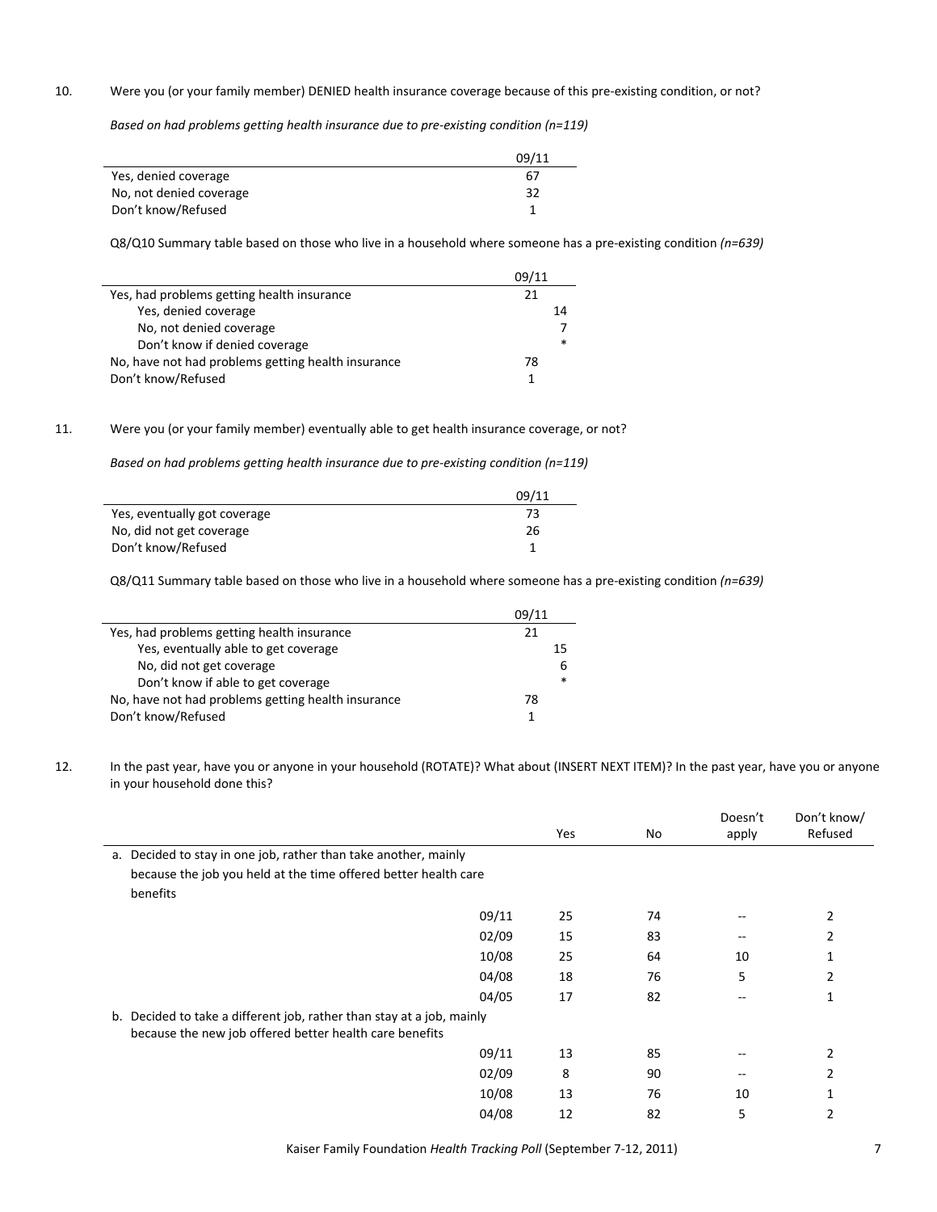10. Were you (or your family member) DENIED health insurance coverage because of this pre-existing condition, or not?

*Based on had problems getting health insurance due to pre-existing condition (n=119)*

| | 09/11 |
|---|---|
| Yes, denied coverage | 67 |
| No, not denied coverage | 32 |
| Don't know/Refused | 1 |

Q8/Q10 Summary table based on those who live in a household where someone has a pre-existing condition *(n=639)*

| | 09/11 | |
|---|---|---|
| Yes, had problems getting health insurance | 21 | |
| Yes, denied coverage | | 14 |
| No, not denied coverage | | 7 |
| Don't know if denied coverage | | * |
| No, have not had problems getting health insurance | 78 | |
| Don't know/Refused | 1 | |

11. Were you (or your family member) eventually able to get health insurance coverage, or not?

*Based on had problems getting health insurance due to pre-existing condition (n=119)*

| | 09/11 |
|---|---|
| Yes, eventually got coverage | 73 |
| No, did not get coverage | 26 |
| Don't know/Refused | 1 |

Q8/Q11 Summary table based on those who live in a household where someone has a pre-existing condition *(n=639)*

| | 09/11 | |
|---|---|---|
| Yes, had problems getting health insurance | 21 | |
| Yes, eventually able to get coverage | | 15 |
| No, did not get coverage | | 6 |
| Don't know if able to get coverage | | * |
| No, have not had problems getting health insurance | 78 | |
| Don't know/Refused | 1 | |

12. In the past year, have you or anyone in your household (ROTATE)? What about (INSERT NEXT ITEM)? In the past year, have you or anyone in your household done this?

| | | Yes | No | Doesn't apply | Don't know/ Refused |
|---|---|---|---|---|---|
| a. Decided to stay in one job, rather than take another, mainly because the job you held at the time offered better health care benefits | | | | | |
| | 09/11 | 25 | 74 | -- | 2 |
| | 02/09 | 15 | 83 | -- | 2 |
| | 10/08 | 25 | 64 | 10 | 1 |
| | 04/08 | 18 | 76 | 5 | 2 |
| | 04/05 | 17 | 82 | -- | 1 |
| b. Decided to take a different job, rather than stay at a job, mainly because the new job offered better health care benefits | | | | | |
| | 09/11 | 13 | 85 | -- | 2 |
| | 02/09 | 8 | 90 | -- | 2 |
| | 10/08 | 13 | 76 | 10 | 1 |
| | 04/08 | 12 | 82 | 5 | 2 |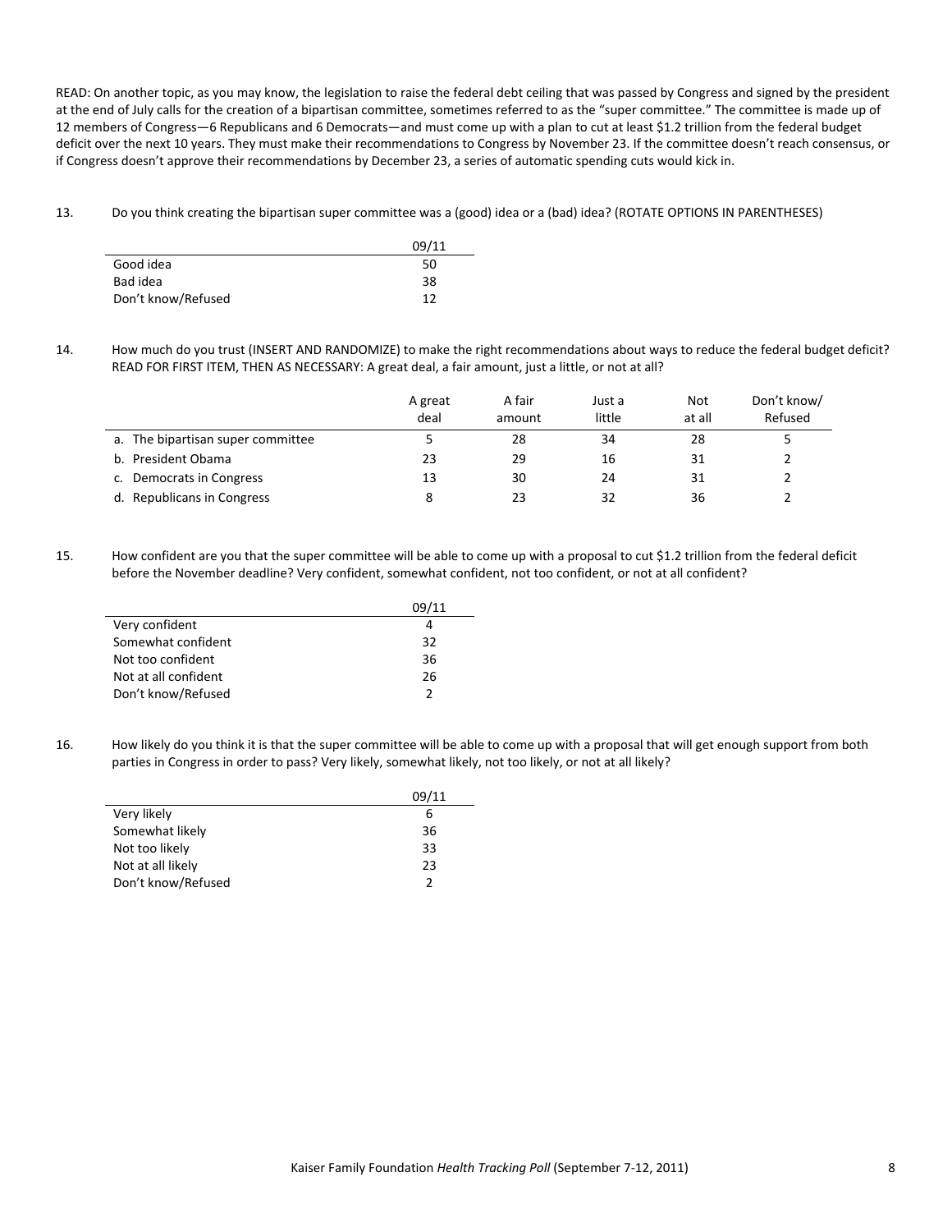READ: On another topic, as you may know, the legislation to raise the federal debt ceiling that was passed by Congress and signed by the president at the end of July calls for the creation of a bipartisan committee, sometimes referred to as the "super committee." The committee is made up of 12 members of Congress—6 Republicans and 6 Democrats—and must come up with a plan to cut at least $1.2 trillion from the federal budget deficit over the next 10 years. They must make their recommendations to Congress by November 23. If the committee doesn't reach consensus, or if Congress doesn't approve their recommendations by December 23, a series of automatic spending cuts would kick in.

13. Do you think creating the bipartisan super committee was a (good) idea or a (bad) idea? (ROTATE OPTIONS IN PARENTHESES)

| | 09/11 |
|---|---|
| Good idea | 50 |
| Bad idea | 38 |
| Don't know/Refused | 12 |

14. How much do you trust (INSERT AND RANDOMIZE) to make the right recommendations about ways to reduce the federal budget deficit? READ FOR FIRST ITEM, THEN AS NECESSARY: A great deal, a fair amount, just a little, or not at all?

| | A great deal | A fair amount | Just a little | Not at all | Don't know/ Refused |
|---|---|---|---|---|---|
| a. The bipartisan super committee | 5 | 28 | 34 | 28 | 5 |
| b. President Obama | 23 | 29 | 16 | 31 | 2 |
| c. Democrats in Congress | 13 | 30 | 24 | 31 | 2 |
| d. Republicans in Congress | 8 | 23 | 32 | 36 | 2 |

15. How confident are you that the super committee will be able to come up with a proposal to cut $1.2 trillion from the federal deficit before the November deadline? Very confident, somewhat confident, not too confident, or not at all confident?

| | 09/11 |
|---|---|
| Very confident | 4 |
| Somewhat confident | 32 |
| Not too confident | 36 |
| Not at all confident | 26 |
| Don't know/Refused | 2 |

16. How likely do you think it is that the super committee will be able to come up with a proposal that will get enough support from both parties in Congress in order to pass? Very likely, somewhat likely, not too likely, or not at all likely?

| | 09/11 |
|---|---|
| Very likely | 6 |
| Somewhat likely | 36 |
| Not too likely | 33 |
| Not at all likely | 23 |
| Don't know/Refused | 2 |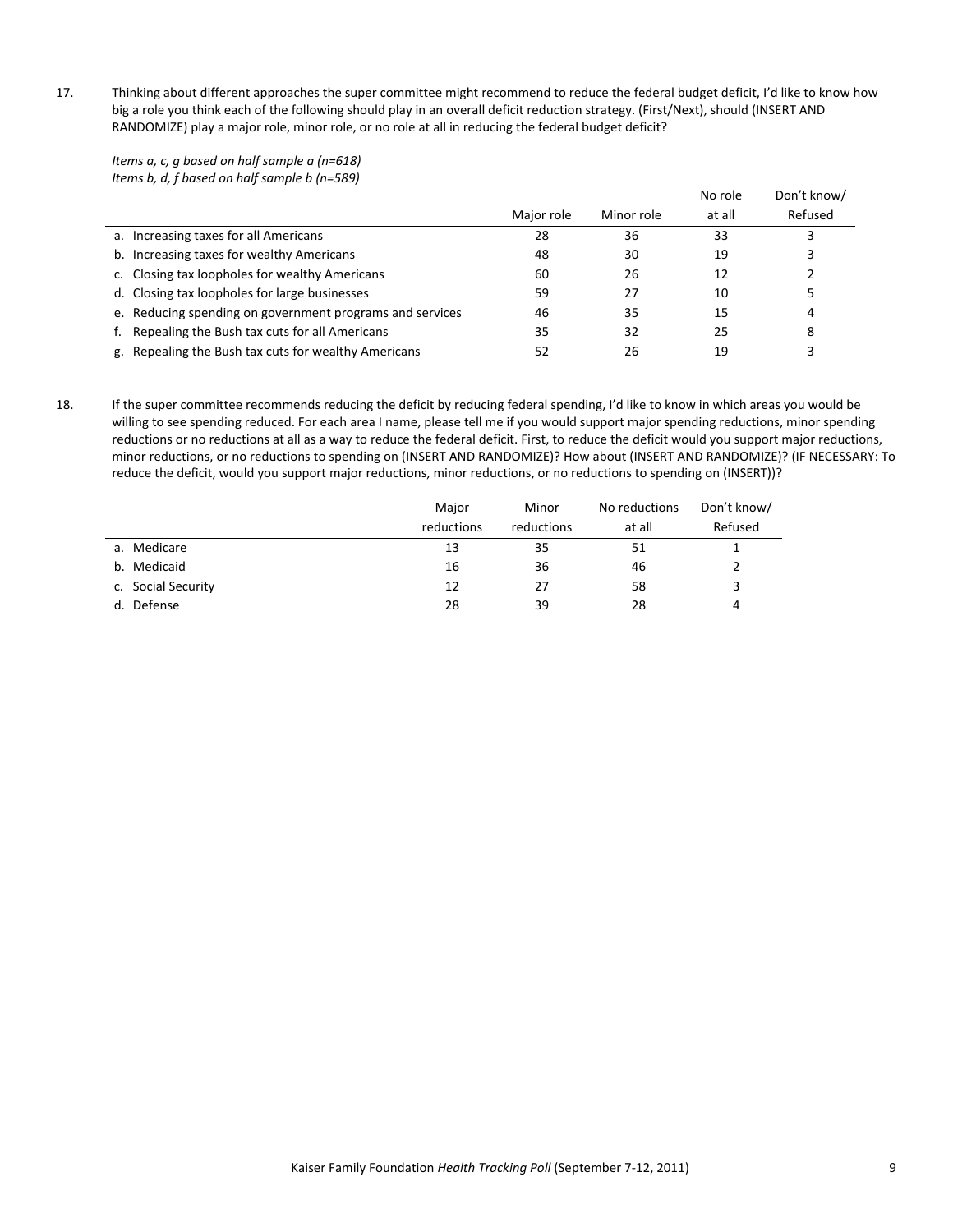17. Thinking about different approaches the super committee might recommend to reduce the federal budget deficit, I'd like to know how big a role you think each of the following should play in an overall deficit reduction strategy. (First/Next), should (INSERT AND RANDOMIZE) play a major role, minor role, or no role at all in reducing the federal budget deficit?

*Items a, c, g based on half sample a (n=618)*
*Items b, d, f based on half sample b (n=589)*

| | Major role | Minor role | No role at all | Don't know/ Refused |
|---|---|---|---|---|
| a. Increasing taxes for all Americans | 28 | 36 | 33 | 3 |
| b. Increasing taxes for wealthy Americans | 48 | 30 | 19 | 3 |
| c. Closing tax loopholes for wealthy Americans | 60 | 26 | 12 | 2 |
| d. Closing tax loopholes for large businesses | 59 | 27 | 10 | 5 |
| e. Reducing spending on government programs and services | 46 | 35 | 15 | 4 |
| f. Repealing the Bush tax cuts for all Americans | 35 | 32 | 25 | 8 |
| g. Repealing the Bush tax cuts for wealthy Americans | 52 | 26 | 19 | 3 |

18. If the super committee recommends reducing the deficit by reducing federal spending, I'd like to know in which areas you would be willing to see spending reduced. For each area I name, please tell me if you would support major spending reductions, minor spending reductions or no reductions at all as a way to reduce the federal deficit. First, to reduce the deficit would you support major reductions, minor reductions, or no reductions to spending on (INSERT AND RANDOMIZE)? How about (INSERT AND RANDOMIZE)? (IF NECESSARY: To reduce the deficit, would you support major reductions, minor reductions, or no reductions to spending on (INSERT))?

| | Major reductions | Minor reductions | No reductions at all | Don't know/ Refused |
|---|---|---|---|---|
| a. Medicare | 13 | 35 | 51 | 1 |
| b. Medicaid | 16 | 36 | 46 | 2 |
| c. Social Security | 12 | 27 | 58 | 3 |
| d. Defense | 28 | 39 | 28 | 4 |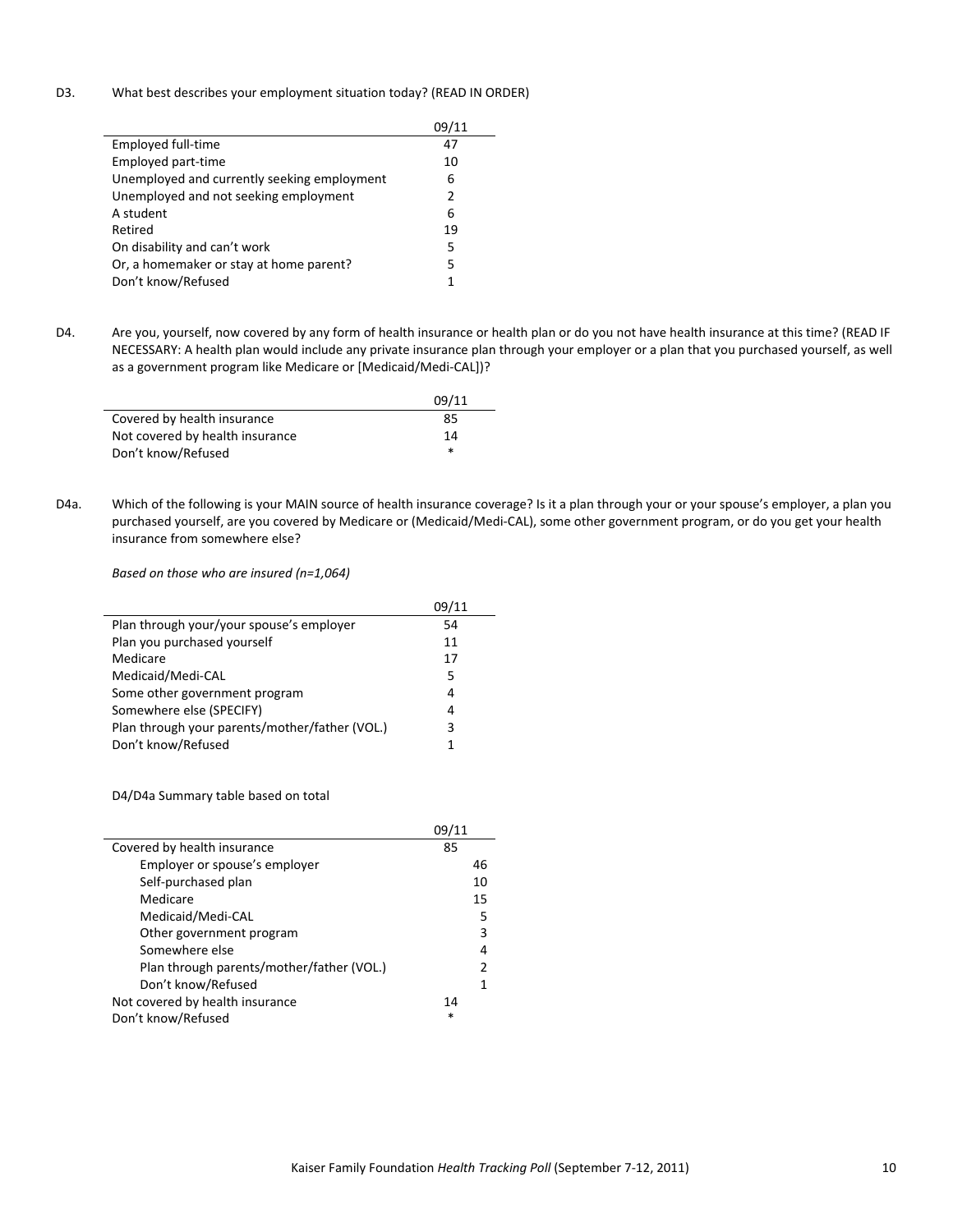D3. What best describes your employment situation today? (READ IN ORDER)

| | 09/11 |
|---|---|
| Employed full-time | 47 |
| Employed part-time | 10 |
| Unemployed and currently seeking employment | 6 |
| Unemployed and not seeking employment | 2 |
| A student | 6 |
| Retired | 19 |
| On disability and can't work | 5 |
| Or, a homemaker or stay at home parent? | 5 |
| Don't know/Refused | 1 |

D4. Are you, yourself, now covered by any form of health insurance or health plan or do you not have health insurance at this time? (READ IF NECESSARY: A health plan would include any private insurance plan through your employer or a plan that you purchased yourself, as well as a government program like Medicare or [Medicaid/Medi-CAL])?

| | 09/11 |
|---|---|
| Covered by health insurance | 85 |
| Not covered by health insurance | 14 |
| Don't know/Refused | * |

D4a. Which of the following is your MAIN source of health insurance coverage? Is it a plan through your or your spouse's employer, a plan you purchased yourself, are you covered by Medicare or (Medicaid/Medi-CAL), some other government program, or do you get your health insurance from somewhere else?

*Based on those who are insured (n=1,064)*

| | 09/11 |
|---|---|
| Plan through your/your spouse's employer | 54 |
| Plan you purchased yourself | 11 |
| Medicare | 17 |
| Medicaid/Medi-CAL | 5 |
| Some other government program | 4 |
| Somewhere else (SPECIFY) | 4 |
| Plan through your parents/mother/father (VOL.) | 3 |
| Don't know/Refused | 1 |

D4/D4a Summary table based on total

| | 09/11 | |
|---|---|---|
| Covered by health insurance | 85 | |
| Employer or spouse's employer | | 46 |
| Self-purchased plan | | 10 |
| Medicare | | 15 |
| Medicaid/Medi-CAL | | 5 |
| Other government program | | 3 |
| Somewhere else | | 4 |
| Plan through parents/mother/father (VOL.) | | 2 |
| Don't know/Refused | | 1 |
| Not covered by health insurance | 14 | |
| Don't know/Refused | * | |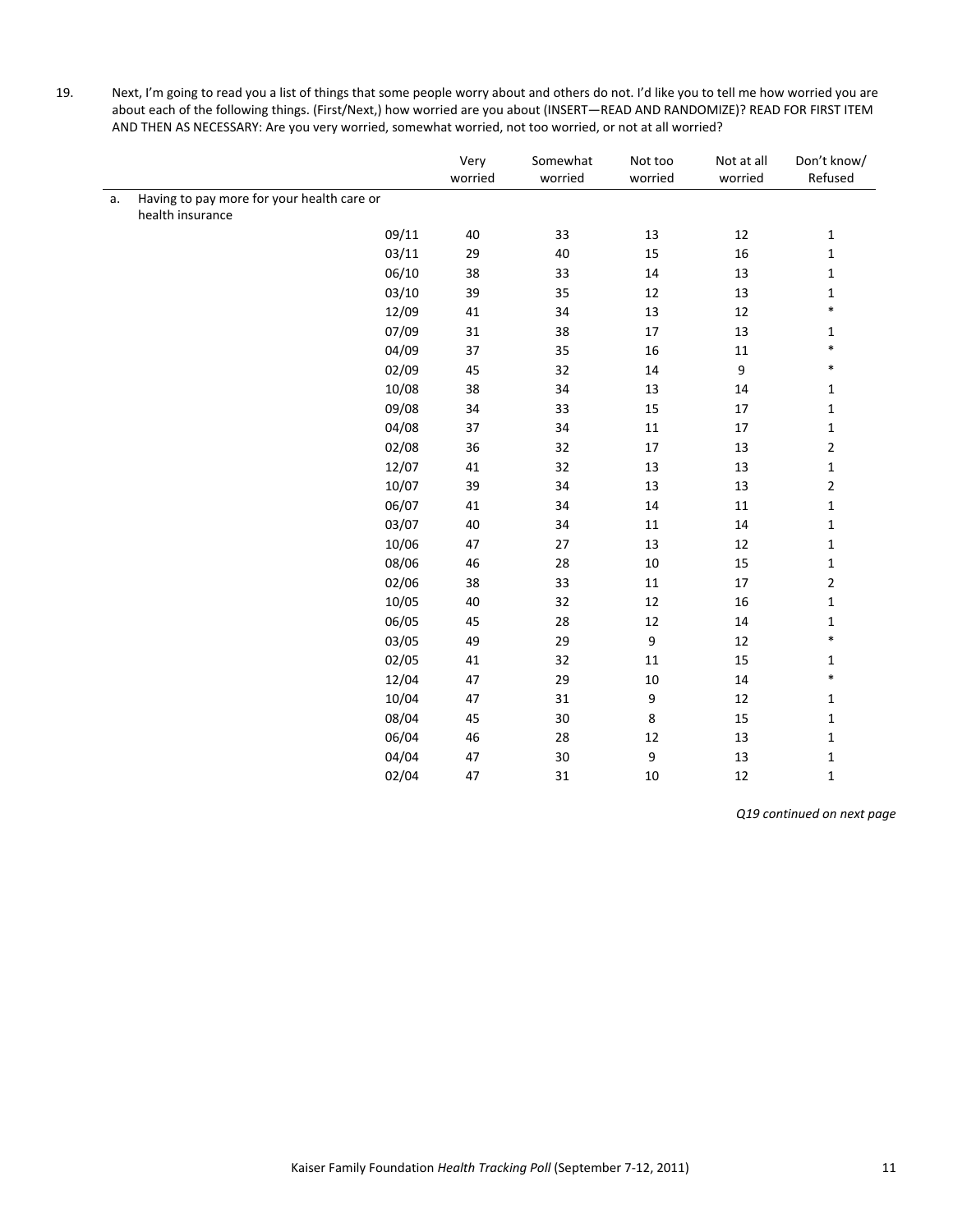19. Next, I'm going to read you a list of things that some people worry about and others do not. I'd like you to tell me how worried you are about each of the following things. (First/Next,) how worried are you about (INSERT—READ AND RANDOMIZE)? READ FOR FIRST ITEM AND THEN AS NECESSARY: Are you very worried, somewhat worried, not too worried, or not at all worried?

| | | Very worried | Somewhat worried | Not too worried | Not at all worried | Don't know/ Refused |
|---|---|---|---|---|---|---|
| a. Having to pay more for your health care or health insurance | | | | | | |
| | 09/11 | 40 | 33 | 13 | 12 | 1 |
| | 03/11 | 29 | 40 | 15 | 16 | 1 |
| | 06/10 | 38 | 33 | 14 | 13 | 1 |
| | 03/10 | 39 | 35 | 12 | 13 | 1 |
| | 12/09 | 41 | 34 | 13 | 12 | * |
| | 07/09 | 31 | 38 | 17 | 13 | 1 |
| | 04/09 | 37 | 35 | 16 | 11 | * |
| | 02/09 | 45 | 32 | 14 | 9 | * |
| | 10/08 | 38 | 34 | 13 | 14 | 1 |
| | 09/08 | 34 | 33 | 15 | 17 | 1 |
| | 04/08 | 37 | 34 | 11 | 17 | 1 |
| | 02/08 | 36 | 32 | 17 | 13 | 2 |
| | 12/07 | 41 | 32 | 13 | 13 | 1 |
| | 10/07 | 39 | 34 | 13 | 13 | 2 |
| | 06/07 | 41 | 34 | 14 | 11 | 1 |
| | 03/07 | 40 | 34 | 11 | 14 | 1 |
| | 10/06 | 47 | 27 | 13 | 12 | 1 |
| | 08/06 | 46 | 28 | 10 | 15 | 1 |
| | 02/06 | 38 | 33 | 11 | 17 | 2 |
| | 10/05 | 40 | 32 | 12 | 16 | 1 |
| | 06/05 | 45 | 28 | 12 | 14 | 1 |
| | 03/05 | 49 | 29 | 9 | 12 | * |
| | 02/05 | 41 | 32 | 11 | 15 | 1 |
| | 12/04 | 47 | 29 | 10 | 14 | * |
| | 10/04 | 47 | 31 | 9 | 12 | 1 |
| | 08/04 | 45 | 30 | 8 | 15 | 1 |
| | 06/04 | 46 | 28 | 12 | 13 | 1 |
| | 04/04 | 47 | 30 | 9 | 13 | 1 |
| | 02/04 | 47 | 31 | 10 | 12 | 1 |

*Q19 continued on next page*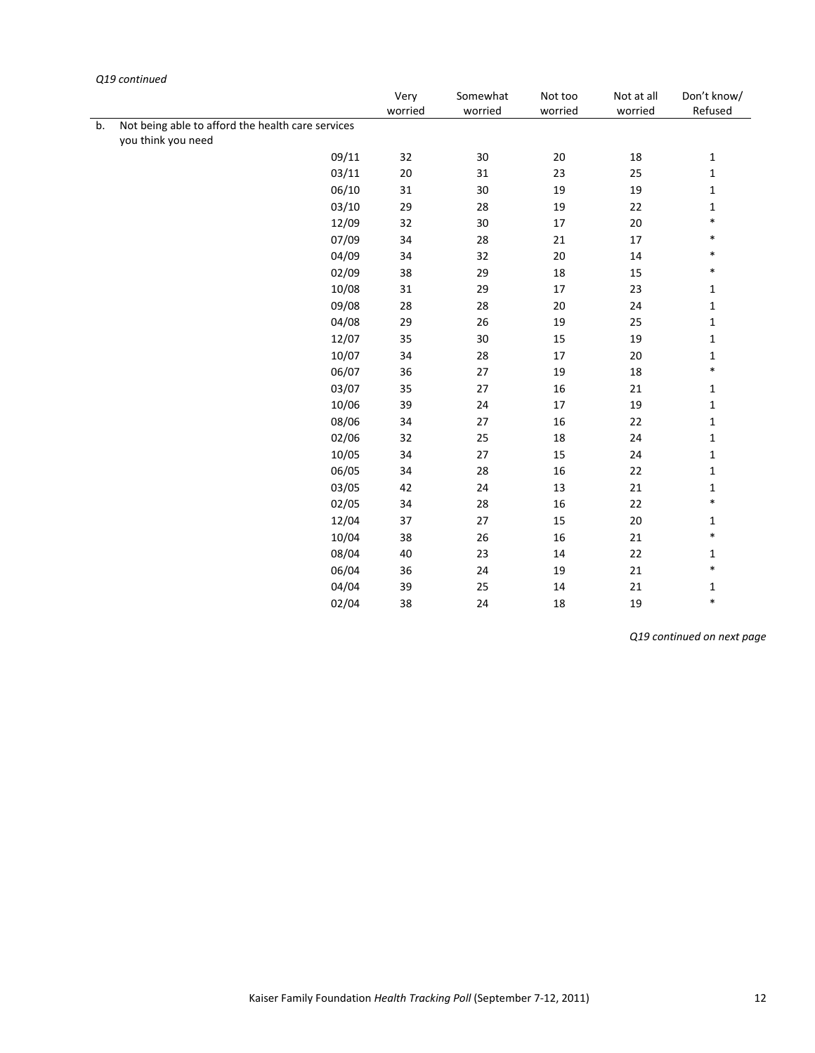*Q19 continued*

| | Very worried | Somewhat worried | Not too worried | Not at all worried | Don't know/ Refused |
|---|---|---|---|---|---|
| b. Not being able to afford the health care services you think you need | | | | | |
| 09/11 | 32 | 30 | 20 | 18 | 1 |
| 03/11 | 20 | 31 | 23 | 25 | 1 |
| 06/10 | 31 | 30 | 19 | 19 | 1 |
| 03/10 | 29 | 28 | 19 | 22 | 1 |
| 12/09 | 32 | 30 | 17 | 20 | * |
| 07/09 | 34 | 28 | 21 | 17 | * |
| 04/09 | 34 | 32 | 20 | 14 | * |
| 02/09 | 38 | 29 | 18 | 15 | * |
| 10/08 | 31 | 29 | 17 | 23 | 1 |
| 09/08 | 28 | 28 | 20 | 24 | 1 |
| 04/08 | 29 | 26 | 19 | 25 | 1 |
| 12/07 | 35 | 30 | 15 | 19 | 1 |
| 10/07 | 34 | 28 | 17 | 20 | 1 |
| 06/07 | 36 | 27 | 19 | 18 | * |
| 03/07 | 35 | 27 | 16 | 21 | 1 |
| 10/06 | 39 | 24 | 17 | 19 | 1 |
| 08/06 | 34 | 27 | 16 | 22 | 1 |
| 02/06 | 32 | 25 | 18 | 24 | 1 |
| 10/05 | 34 | 27 | 15 | 24 | 1 |
| 06/05 | 34 | 28 | 16 | 22 | 1 |
| 03/05 | 42 | 24 | 13 | 21 | 1 |
| 02/05 | 34 | 28 | 16 | 22 | * |
| 12/04 | 37 | 27 | 15 | 20 | 1 |
| 10/04 | 38 | 26 | 16 | 21 | * |
| 08/04 | 40 | 23 | 14 | 22 | 1 |
| 06/04 | 36 | 24 | 19 | 21 | * |
| 04/04 | 39 | 25 | 14 | 21 | 1 |
| 02/04 | 38 | 24 | 18 | 19 | * |

*Q19 continued on next page*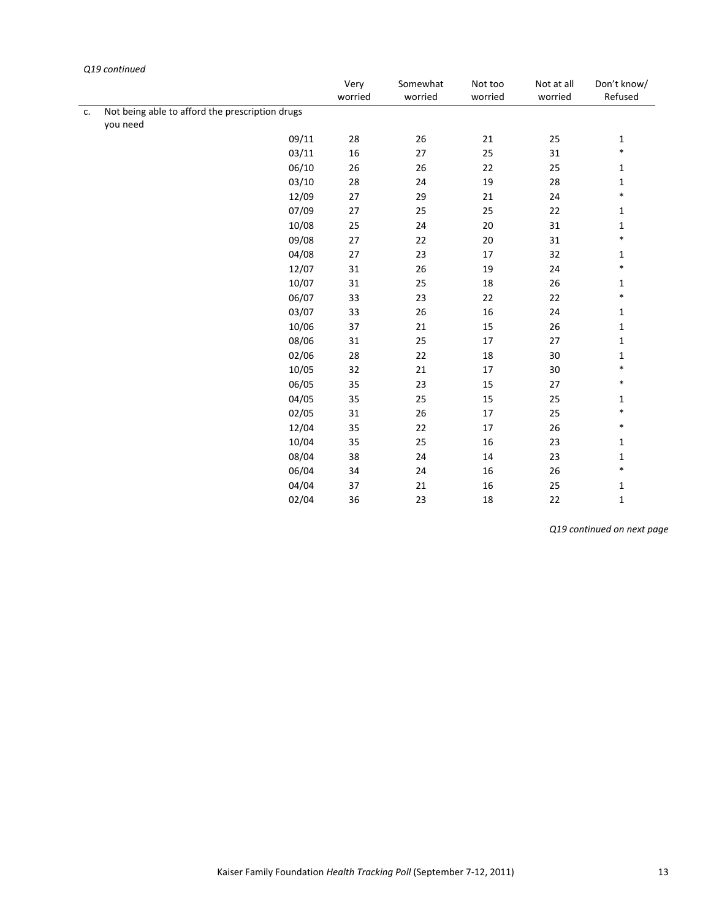*Q19 continued*

| | Very worried | Somewhat worried | Not too worried | Not at all worried | Don't know/ Refused |
|---|---|---|---|---|---|
| c. Not being able to afford the prescription drugs you need | | | | | |
| 09/11 | 28 | 26 | 21 | 25 | 1 |
| 03/11 | 16 | 27 | 25 | 31 | * |
| 06/10 | 26 | 26 | 22 | 25 | 1 |
| 03/10 | 28 | 24 | 19 | 28 | 1 |
| 12/09 | 27 | 29 | 21 | 24 | * |
| 07/09 | 27 | 25 | 25 | 22 | 1 |
| 10/08 | 25 | 24 | 20 | 31 | 1 |
| 09/08 | 27 | 22 | 20 | 31 | * |
| 04/08 | 27 | 23 | 17 | 32 | 1 |
| 12/07 | 31 | 26 | 19 | 24 | * |
| 10/07 | 31 | 25 | 18 | 26 | 1 |
| 06/07 | 33 | 23 | 22 | 22 | * |
| 03/07 | 33 | 26 | 16 | 24 | 1 |
| 10/06 | 37 | 21 | 15 | 26 | 1 |
| 08/06 | 31 | 25 | 17 | 27 | 1 |
| 02/06 | 28 | 22 | 18 | 30 | 1 |
| 10/05 | 32 | 21 | 17 | 30 | * |
| 06/05 | 35 | 23 | 15 | 27 | * |
| 04/05 | 35 | 25 | 15 | 25 | 1 |
| 02/05 | 31 | 26 | 17 | 25 | * |
| 12/04 | 35 | 22 | 17 | 26 | * |
| 10/04 | 35 | 25 | 16 | 23 | 1 |
| 08/04 | 38 | 24 | 14 | 23 | 1 |
| 06/04 | 34 | 24 | 16 | 26 | * |
| 04/04 | 37 | 21 | 16 | 25 | 1 |
| 02/04 | 36 | 23 | 18 | 22 | 1 |

*Q19 continued on next page*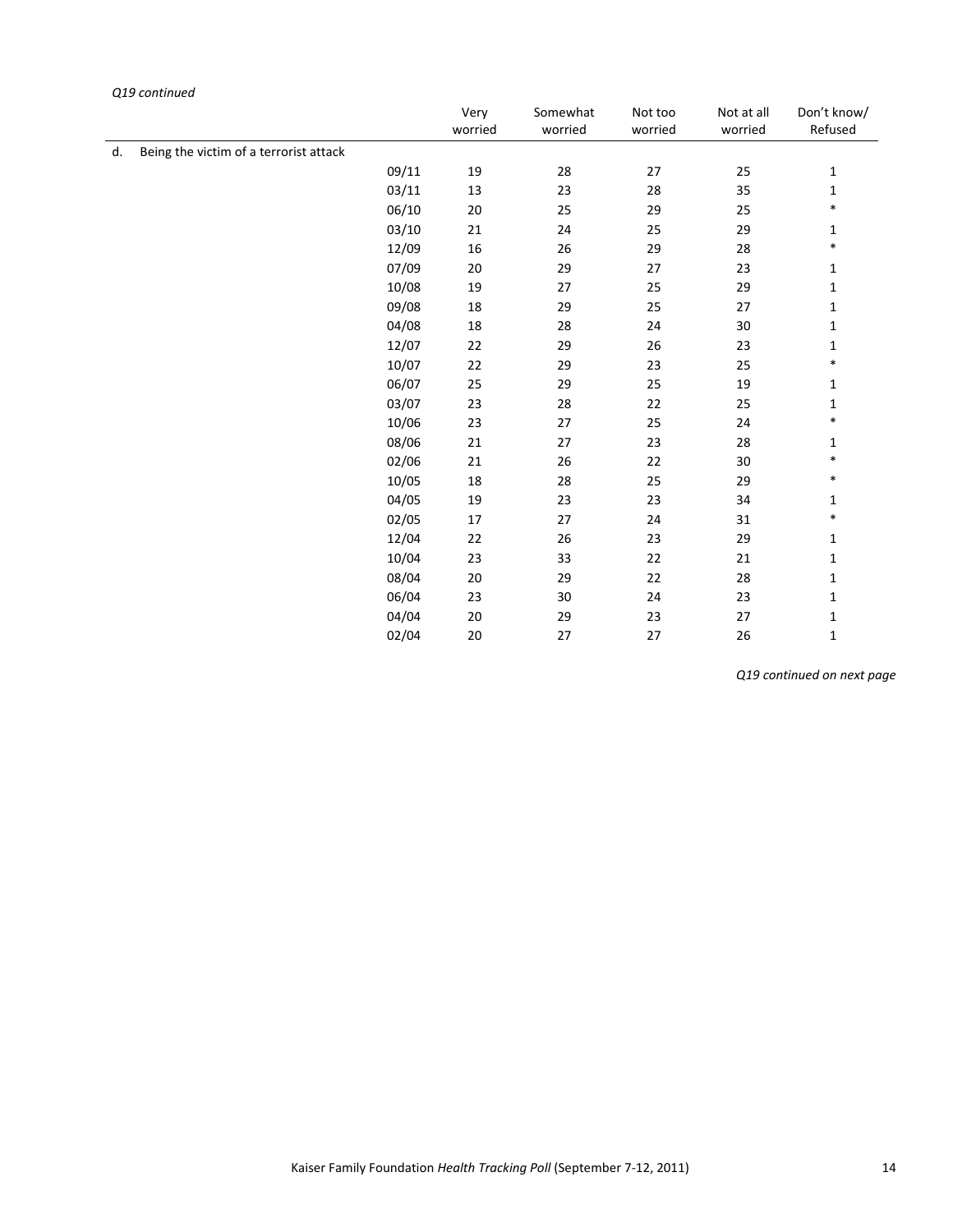*Q19 continued*

| | | Very worried | Somewhat worried | Not too worried | Not at all worried | Don't know/ Refused |
|---|---|---|---|---|---|---|
| d. Being the victim of a terrorist attack | | | | | | |
| | 09/11 | 19 | 28 | 27 | 25 | 1 |
| | 03/11 | 13 | 23 | 28 | 35 | 1 |
| | 06/10 | 20 | 25 | 29 | 25 | * |
| | 03/10 | 21 | 24 | 25 | 29 | 1 |
| | 12/09 | 16 | 26 | 29 | 28 | * |
| | 07/09 | 20 | 29 | 27 | 23 | 1 |
| | 10/08 | 19 | 27 | 25 | 29 | 1 |
| | 09/08 | 18 | 29 | 25 | 27 | 1 |
| | 04/08 | 18 | 28 | 24 | 30 | 1 |
| | 12/07 | 22 | 29 | 26 | 23 | 1 |
| | 10/07 | 22 | 29 | 23 | 25 | * |
| | 06/07 | 25 | 29 | 25 | 19 | 1 |
| | 03/07 | 23 | 28 | 22 | 25 | 1 |
| | 10/06 | 23 | 27 | 25 | 24 | * |
| | 08/06 | 21 | 27 | 23 | 28 | 1 |
| | 02/06 | 21 | 26 | 22 | 30 | * |
| | 10/05 | 18 | 28 | 25 | 29 | * |
| | 04/05 | 19 | 23 | 23 | 34 | 1 |
| | 02/05 | 17 | 27 | 24 | 31 | * |
| | 12/04 | 22 | 26 | 23 | 29 | 1 |
| | 10/04 | 23 | 33 | 22 | 21 | 1 |
| | 08/04 | 20 | 29 | 22 | 28 | 1 |
| | 06/04 | 23 | 30 | 24 | 23 | 1 |
| | 04/04 | 20 | 29 | 23 | 27 | 1 |
| | 02/04 | 20 | 27 | 27 | 26 | 1 |

*Q19 continued on next page*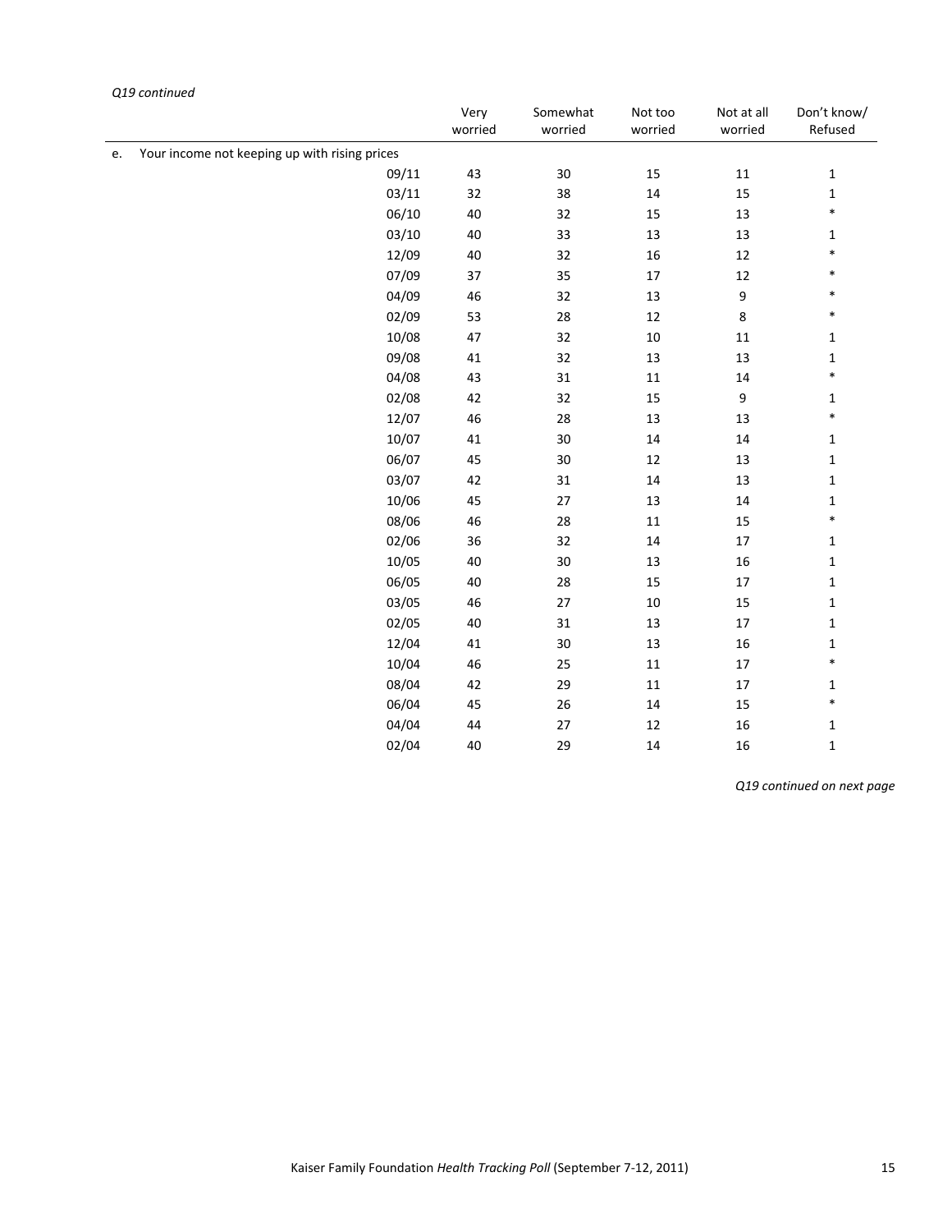*Q19 continued*

| | Very worried | Somewhat worried | Not too worried | Not at all worried | Don't know/ Refused |
|---|---|---|---|---|---|
| e. Your income not keeping up with rising prices | | | | | |
| 09/11 | 43 | 30 | 15 | 11 | 1 |
| 03/11 | 32 | 38 | 14 | 15 | 1 |
| 06/10 | 40 | 32 | 15 | 13 | * |
| 03/10 | 40 | 33 | 13 | 13 | 1 |
| 12/09 | 40 | 32 | 16 | 12 | * |
| 07/09 | 37 | 35 | 17 | 12 | * |
| 04/09 | 46 | 32 | 13 | 9 | * |
| 02/09 | 53 | 28 | 12 | 8 | * |
| 10/08 | 47 | 32 | 10 | 11 | 1 |
| 09/08 | 41 | 32 | 13 | 13 | 1 |
| 04/08 | 43 | 31 | 11 | 14 | * |
| 02/08 | 42 | 32 | 15 | 9 | 1 |
| 12/07 | 46 | 28 | 13 | 13 | * |
| 10/07 | 41 | 30 | 14 | 14 | 1 |
| 06/07 | 45 | 30 | 12 | 13 | 1 |
| 03/07 | 42 | 31 | 14 | 13 | 1 |
| 10/06 | 45 | 27 | 13 | 14 | 1 |
| 08/06 | 46 | 28 | 11 | 15 | * |
| 02/06 | 36 | 32 | 14 | 17 | 1 |
| 10/05 | 40 | 30 | 13 | 16 | 1 |
| 06/05 | 40 | 28 | 15 | 17 | 1 |
| 03/05 | 46 | 27 | 10 | 15 | 1 |
| 02/05 | 40 | 31 | 13 | 17 | 1 |
| 12/04 | 41 | 30 | 13 | 16 | 1 |
| 10/04 | 46 | 25 | 11 | 17 | * |
| 08/04 | 42 | 29 | 11 | 17 | 1 |
| 06/04 | 45 | 26 | 14 | 15 | * |
| 04/04 | 44 | 27 | 12 | 16 | 1 |
| 02/04 | 40 | 29 | 14 | 16 | 1 |

*Q19 continued on next page*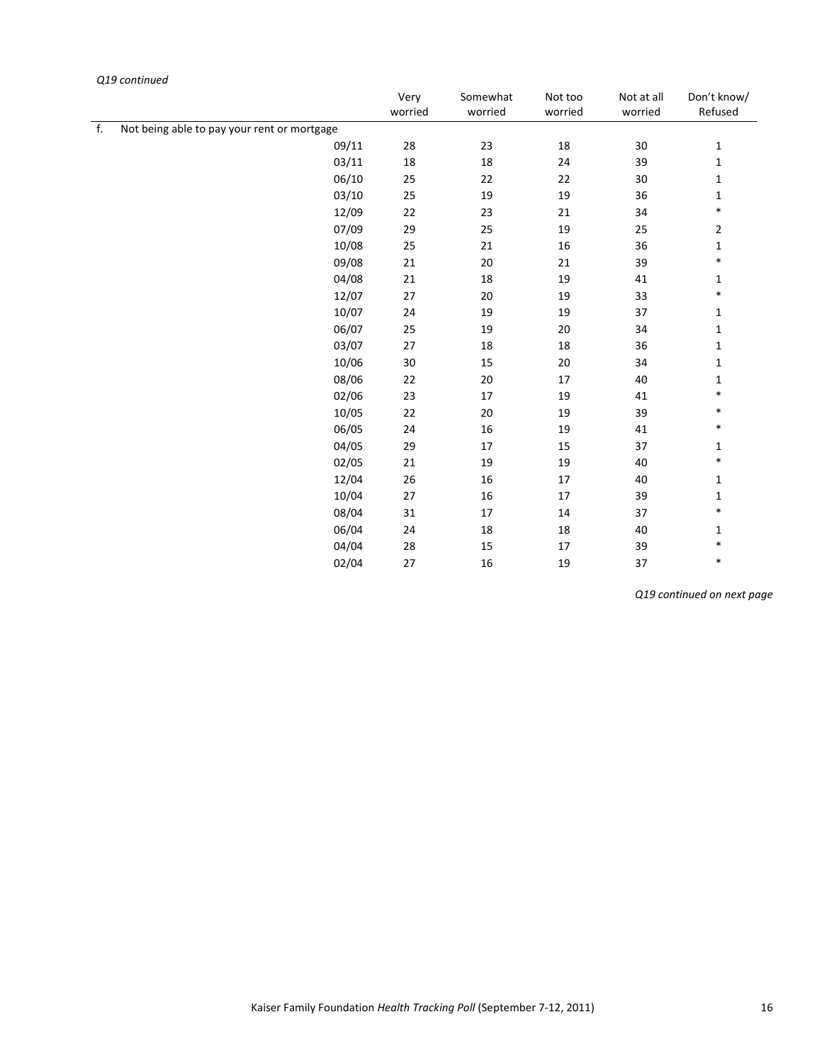*Q19 continued*

| | Very worried | Somewhat worried | Not too worried | Not at all worried | Don't know/ Refused |
|---|---|---|---|---|---|
| f. Not being able to pay your rent or mortgage | | | | | |
| 09/11 | 28 | 23 | 18 | 30 | 1 |
| 03/11 | 18 | 18 | 24 | 39 | 1 |
| 06/10 | 25 | 22 | 22 | 30 | 1 |
| 03/10 | 25 | 19 | 19 | 36 | 1 |
| 12/09 | 22 | 23 | 21 | 34 | * |
| 07/09 | 29 | 25 | 19 | 25 | 2 |
| 10/08 | 25 | 21 | 16 | 36 | 1 |
| 09/08 | 21 | 20 | 21 | 39 | * |
| 04/08 | 21 | 18 | 19 | 41 | 1 |
| 12/07 | 27 | 20 | 19 | 33 | * |
| 10/07 | 24 | 19 | 19 | 37 | 1 |
| 06/07 | 25 | 19 | 20 | 34 | 1 |
| 03/07 | 27 | 18 | 18 | 36 | 1 |
| 10/06 | 30 | 15 | 20 | 34 | 1 |
| 08/06 | 22 | 20 | 17 | 40 | 1 |
| 02/06 | 23 | 17 | 19 | 41 | * |
| 10/05 | 22 | 20 | 19 | 39 | * |
| 06/05 | 24 | 16 | 19 | 41 | * |
| 04/05 | 29 | 17 | 15 | 37 | 1 |
| 02/05 | 21 | 19 | 19 | 40 | * |
| 12/04 | 26 | 16 | 17 | 40 | 1 |
| 10/04 | 27 | 16 | 17 | 39 | 1 |
| 08/04 | 31 | 17 | 14 | 37 | * |
| 06/04 | 24 | 18 | 18 | 40 | 1 |
| 04/04 | 28 | 15 | 17 | 39 | * |
| 02/04 | 27 | 16 | 19 | 37 | * |

*Q19 continued on next page*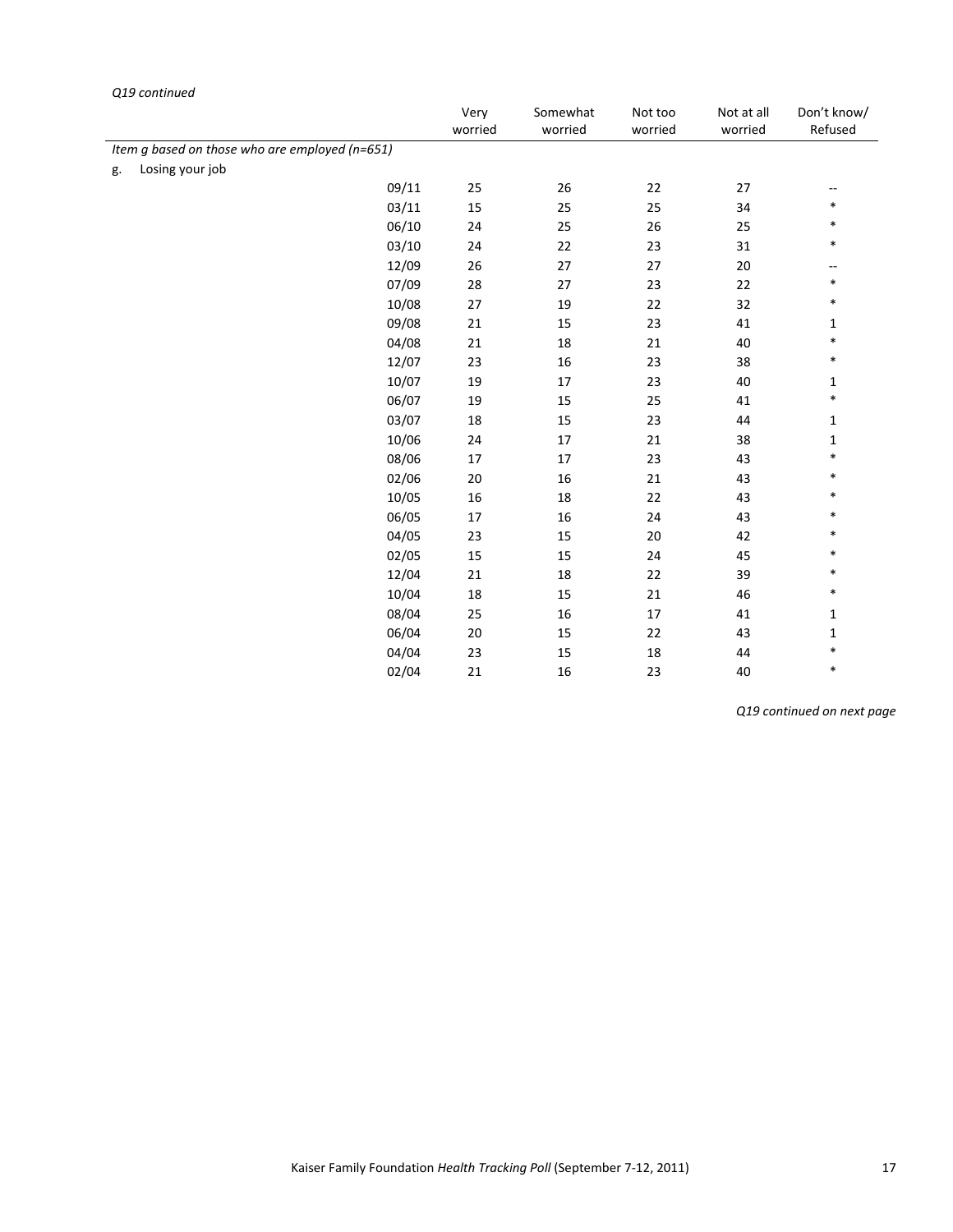*Q19 continued*

| | Very worried | Somewhat worried | Not too worried | Not at all worried | Don't know/ Refused |
|---|---|---|---|---|---|
| *Item g based on those who are employed (n=651)* | | | | | |
| g. Losing your job | | | | | |
| 09/11 | 25 | 26 | 22 | 27 | -- |
| 03/11 | 15 | 25 | 25 | 34 | * |
| 06/10 | 24 | 25 | 26 | 25 | * |
| 03/10 | 24 | 22 | 23 | 31 | * |
| 12/09 | 26 | 27 | 27 | 20 | -- |
| 07/09 | 28 | 27 | 23 | 22 | * |
| 10/08 | 27 | 19 | 22 | 32 | * |
| 09/08 | 21 | 15 | 23 | 41 | 1 |
| 04/08 | 21 | 18 | 21 | 40 | * |
| 12/07 | 23 | 16 | 23 | 38 | * |
| 10/07 | 19 | 17 | 23 | 40 | 1 |
| 06/07 | 19 | 15 | 25 | 41 | * |
| 03/07 | 18 | 15 | 23 | 44 | 1 |
| 10/06 | 24 | 17 | 21 | 38 | 1 |
| 08/06 | 17 | 17 | 23 | 43 | * |
| 02/06 | 20 | 16 | 21 | 43 | * |
| 10/05 | 16 | 18 | 22 | 43 | * |
| 06/05 | 17 | 16 | 24 | 43 | * |
| 04/05 | 23 | 15 | 20 | 42 | * |
| 02/05 | 15 | 15 | 24 | 45 | * |
| 12/04 | 21 | 18 | 22 | 39 | * |
| 10/04 | 18 | 15 | 21 | 46 | * |
| 08/04 | 25 | 16 | 17 | 41 | 1 |
| 06/04 | 20 | 15 | 22 | 43 | 1 |
| 04/04 | 23 | 15 | 18 | 44 | * |
| 02/04 | 21 | 16 | 23 | 40 | * |

*Q19 continued on next page*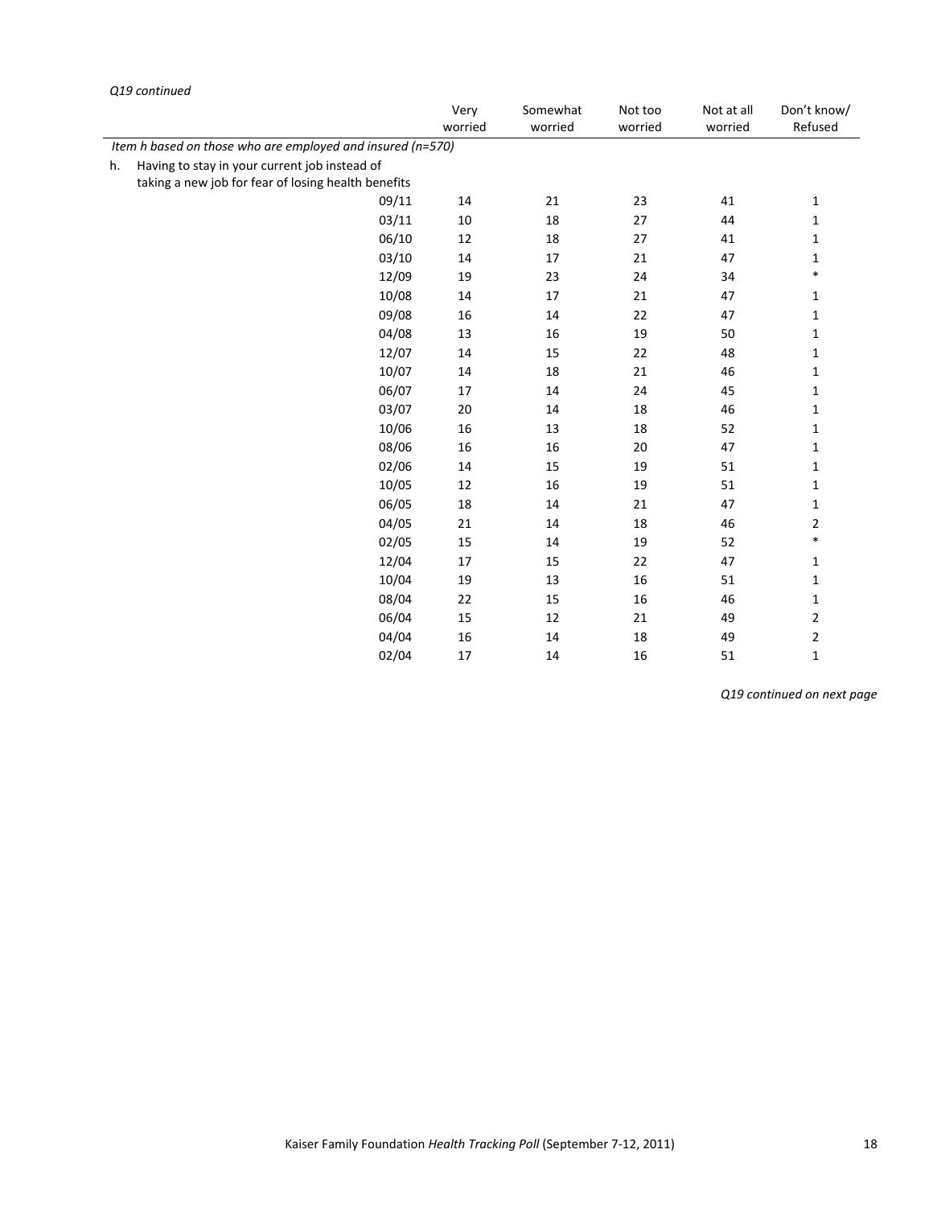*Q19 continued*

| | Very worried | Somewhat worried | Not too worried | Not at all worried | Don't know/ Refused |
|---|---|---|---|---|---|
| *Item h based on those who are employed and insured (n=570)* | | | | | |
| h. Having to stay in your current job instead of taking a new job for fear of losing health benefits | | | | | |
| 09/11 | 14 | 21 | 23 | 41 | 1 |
| 03/11 | 10 | 18 | 27 | 44 | 1 |
| 06/10 | 12 | 18 | 27 | 41 | 1 |
| 03/10 | 14 | 17 | 21 | 47 | 1 |
| 12/09 | 19 | 23 | 24 | 34 | * |
| 10/08 | 14 | 17 | 21 | 47 | 1 |
| 09/08 | 16 | 14 | 22 | 47 | 1 |
| 04/08 | 13 | 16 | 19 | 50 | 1 |
| 12/07 | 14 | 15 | 22 | 48 | 1 |
| 10/07 | 14 | 18 | 21 | 46 | 1 |
| 06/07 | 17 | 14 | 24 | 45 | 1 |
| 03/07 | 20 | 14 | 18 | 46 | 1 |
| 10/06 | 16 | 13 | 18 | 52 | 1 |
| 08/06 | 16 | 16 | 20 | 47 | 1 |
| 02/06 | 14 | 15 | 19 | 51 | 1 |
| 10/05 | 12 | 16 | 19 | 51 | 1 |
| 06/05 | 18 | 14 | 21 | 47 | 1 |
| 04/05 | 21 | 14 | 18 | 46 | 2 |
| 02/05 | 15 | 14 | 19 | 52 | * |
| 12/04 | 17 | 15 | 22 | 47 | 1 |
| 10/04 | 19 | 13 | 16 | 51 | 1 |
| 08/04 | 22 | 15 | 16 | 46 | 1 |
| 06/04 | 15 | 12 | 21 | 49 | 2 |
| 04/04 | 16 | 14 | 18 | 49 | 2 |
| 02/04 | 17 | 14 | 16 | 51 | 1 |

*Q19 continued on next page*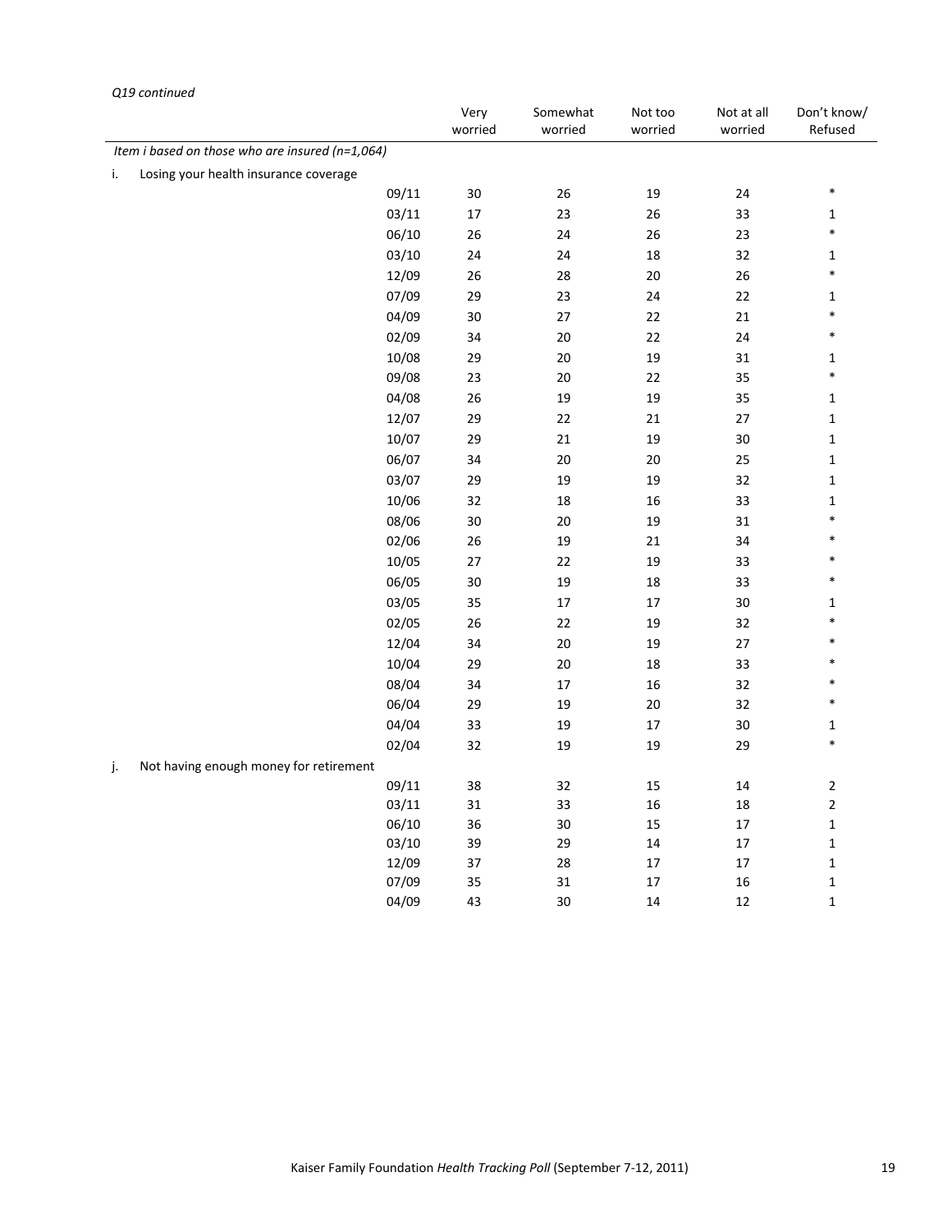*Q19 continued*

| | | Very worried | Somewhat worried | Not too worried | Not at all worried | Don't know/ Refused |
|---|---|---|---|---|---|---|
| *Item i based on those who are insured (n=1,064)* | | | | | | |
| i. Losing your health insurance coverage | | | | | | |
| | 09/11 | 30 | 26 | 19 | 24 | * |
| | 03/11 | 17 | 23 | 26 | 33 | 1 |
| | 06/10 | 26 | 24 | 26 | 23 | * |
| | 03/10 | 24 | 24 | 18 | 32 | 1 |
| | 12/09 | 26 | 28 | 20 | 26 | * |
| | 07/09 | 29 | 23 | 24 | 22 | 1 |
| | 04/09 | 30 | 27 | 22 | 21 | * |
| | 02/09 | 34 | 20 | 22 | 24 | * |
| | 10/08 | 29 | 20 | 19 | 31 | 1 |
| | 09/08 | 23 | 20 | 22 | 35 | * |
| | 04/08 | 26 | 19 | 19 | 35 | 1 |
| | 12/07 | 29 | 22 | 21 | 27 | 1 |
| | 10/07 | 29 | 21 | 19 | 30 | 1 |
| | 06/07 | 34 | 20 | 20 | 25 | 1 |
| | 03/07 | 29 | 19 | 19 | 32 | 1 |
| | 10/06 | 32 | 18 | 16 | 33 | 1 |
| | 08/06 | 30 | 20 | 19 | 31 | * |
| | 02/06 | 26 | 19 | 21 | 34 | * |
| | 10/05 | 27 | 22 | 19 | 33 | * |
| | 06/05 | 30 | 19 | 18 | 33 | * |
| | 03/05 | 35 | 17 | 17 | 30 | 1 |
| | 02/05 | 26 | 22 | 19 | 32 | * |
| | 12/04 | 34 | 20 | 19 | 27 | * |
| | 10/04 | 29 | 20 | 18 | 33 | * |
| | 08/04 | 34 | 17 | 16 | 32 | * |
| | 06/04 | 29 | 19 | 20 | 32 | * |
| | 04/04 | 33 | 19 | 17 | 30 | 1 |
| | 02/04 | 32 | 19 | 19 | 29 | * |
| j. Not having enough money for retirement | | | | | | |
| | 09/11 | 38 | 32 | 15 | 14 | 2 |
| | 03/11 | 31 | 33 | 16 | 18 | 2 |
| | 06/10 | 36 | 30 | 15 | 17 | 1 |
| | 03/10 | 39 | 29 | 14 | 17 | 1 |
| | 12/09 | 37 | 28 | 17 | 17 | 1 |
| | 07/09 | 35 | 31 | 17 | 16 | 1 |
| | 04/09 | 43 | 30 | 14 | 12 | 1 |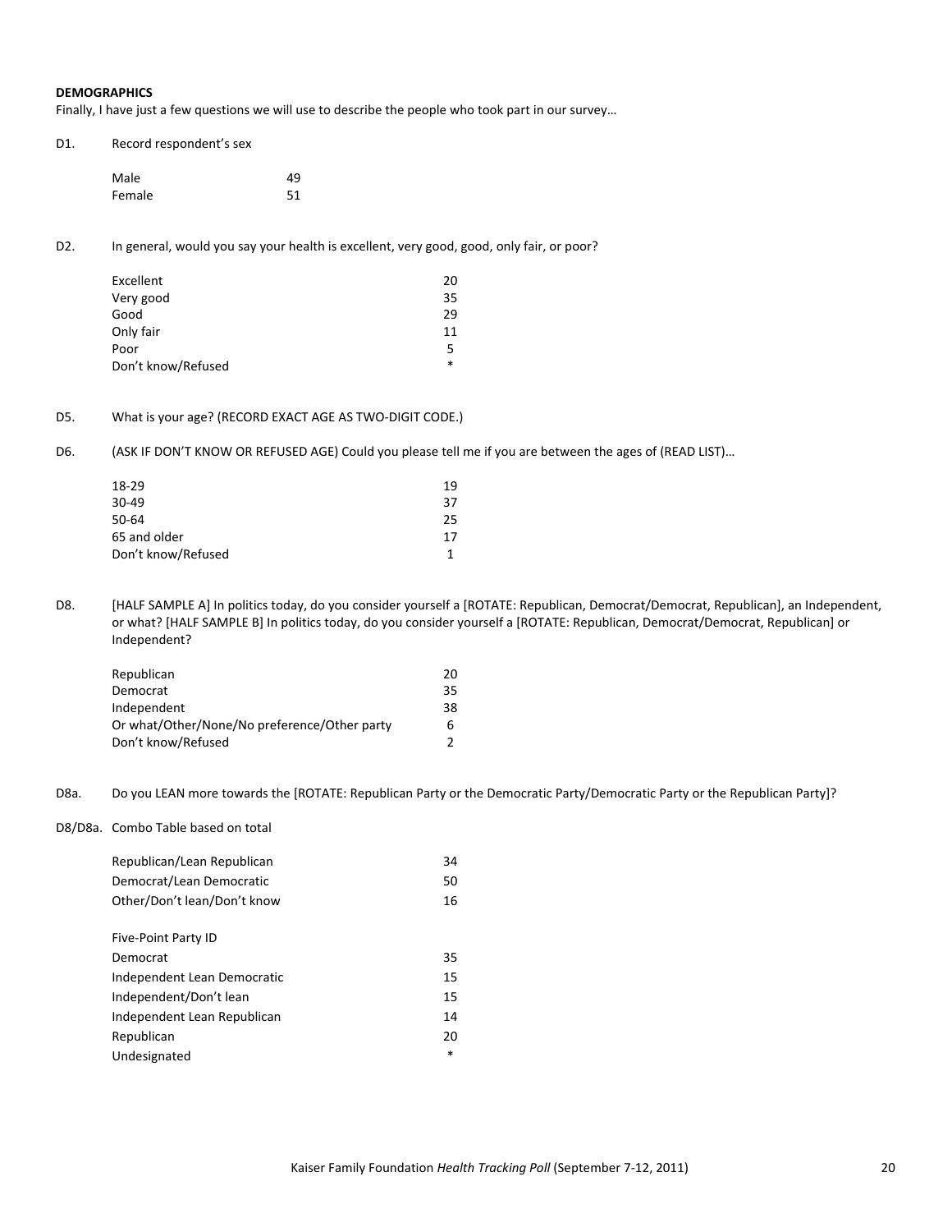**DEMOGRAPHICS**

Finally, I have just a few questions we will use to describe the people who took part in our survey…

D1. Record respondent's sex

| | |
|---|---|
| Male | 49 |
| Female | 51 |

D2. In general, would you say your health is excellent, very good, good, only fair, or poor?

| | |
|---|---|
| Excellent | 20 |
| Very good | 35 |
| Good | 29 |
| Only fair | 11 |
| Poor | 5 |
| Don't know/Refused | * |

D5. What is your age? (RECORD EXACT AGE AS TWO-DIGIT CODE.)

D6. (ASK IF DON'T KNOW OR REFUSED AGE) Could you please tell me if you are between the ages of (READ LIST)…

| | |
|---|---|
| 18-29 | 19 |
| 30-49 | 37 |
| 50-64 | 25 |
| 65 and older | 17 |
| Don't know/Refused | 1 |

D8. [HALF SAMPLE A] In politics today, do you consider yourself a [ROTATE: Republican, Democrat/Democrat, Republican], an Independent, or what? [HALF SAMPLE B] In politics today, do you consider yourself a [ROTATE: Republican, Democrat/Democrat, Republican] or Independent?

| | |
|---|---|
| Republican | 20 |
| Democrat | 35 |
| Independent | 38 |
| Or what/Other/None/No preference/Other party | 6 |
| Don't know/Refused | 2 |

D8a. Do you LEAN more towards the [ROTATE: Republican Party or the Democratic Party/Democratic Party or the Republican Party]?

D8/D8a. Combo Table based on total

| | |
|---|---|
| Republican/Lean Republican | 34 |
| Democrat/Lean Democratic | 50 |
| Other/Don't lean/Don't know | 16 |
| | |
| Five-Point Party ID | |
| Democrat | 35 |
| Independent Lean Democratic | 15 |
| Independent/Don't lean | 15 |
| Independent Lean Republican | 14 |
| Republican | 20 |
| Undesignated | * |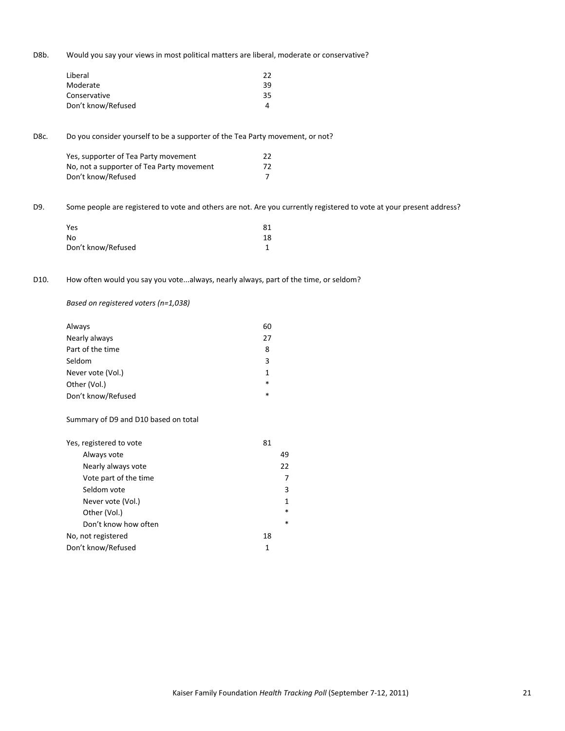D8b. Would you say your views in most political matters are liberal, moderate or conservative?

| | |
|---|---|
| Liberal | 22 |
| Moderate | 39 |
| Conservative | 35 |
| Don't know/Refused | 4 |

D8c. Do you consider yourself to be a supporter of the Tea Party movement, or not?

| | |
|---|---|
| Yes, supporter of Tea Party movement | 22 |
| No, not a supporter of Tea Party movement | 72 |
| Don't know/Refused | 7 |

D9. Some people are registered to vote and others are not. Are you currently registered to vote at your present address?

| | |
|---|---|
| Yes | 81 |
| No | 18 |
| Don't know/Refused | 1 |

D10. How often would you say you vote...always, nearly always, part of the time, or seldom?

*Based on registered voters (n=1,038)*

| | |
|---|---|
| Always | 60 |
| Nearly always | 27 |
| Part of the time | 8 |
| Seldom | 3 |
| Never vote (Vol.) | 1 |
| Other (Vol.) | * |
| Don't know/Refused | * |

Summary of D9 and D10 based on total

| | | |
|---|---|---|
| Yes, registered to vote | 81 | |
| Always vote | | 49 |
| Nearly always vote | | 22 |
| Vote part of the time | | 7 |
| Seldom vote | | 3 |
| Never vote (Vol.) | | 1 |
| Other (Vol.) | | * |
| Don't know how often | | * |
| No, not registered | 18 | |
| Don't know/Refused | 1 | |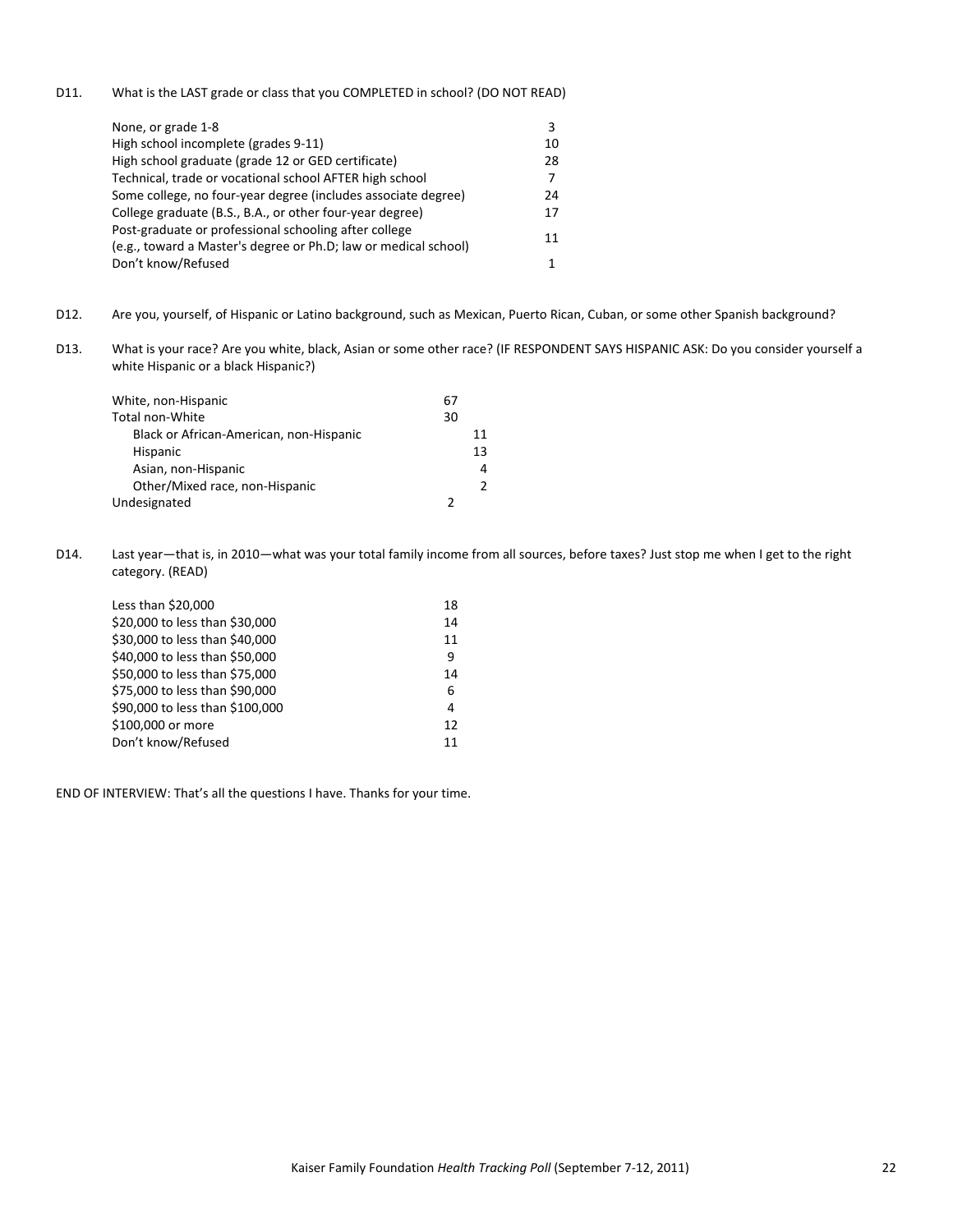D11. What is the LAST grade or class that you COMPLETED in school? (DO NOT READ)

| | |
|---|---|
| None, or grade 1-8 | 3 |
| High school incomplete (grades 9-11) | 10 |
| High school graduate (grade 12 or GED certificate) | 28 |
| Technical, trade or vocational school AFTER high school | 7 |
| Some college, no four-year degree (includes associate degree) | 24 |
| College graduate (B.S., B.A., or other four-year degree) | 17 |
| Post-graduate or professional schooling after college (e.g., toward a Master's degree or Ph.D; law or medical school) | 11 |
| Don't know/Refused | 1 |

D12. Are you, yourself, of Hispanic or Latino background, such as Mexican, Puerto Rican, Cuban, or some other Spanish background?

D13. What is your race? Are you white, black, Asian or some other race? (IF RESPONDENT SAYS HISPANIC ASK: Do you consider yourself a white Hispanic or a black Hispanic?)

| | | |
|---|---|---|
| White, non-Hispanic | 67 | |
| Total non-White | 30 | |
| Black or African-American, non-Hispanic | | 11 |
| Hispanic | | 13 |
| Asian, non-Hispanic | | 4 |
| Other/Mixed race, non-Hispanic | | 2 |
| Undesignated | 2 | |

D14. Last year—that is, in 2010—what was your total family income from all sources, before taxes? Just stop me when I get to the right category. (READ)

| | |
|---|---|
| Less than $20,000 | 18 |
| $20,000 to less than $30,000 | 14 |
| $30,000 to less than $40,000 | 11 |
| $40,000 to less than $50,000 | 9 |
| $50,000 to less than $75,000 | 14 |
| $75,000 to less than $90,000 | 6 |
| $90,000 to less than $100,000 | 4 |
| $100,000 or more | 12 |
| Don't know/Refused | 11 |

END OF INTERVIEW: That's all the questions I have. Thanks for your time.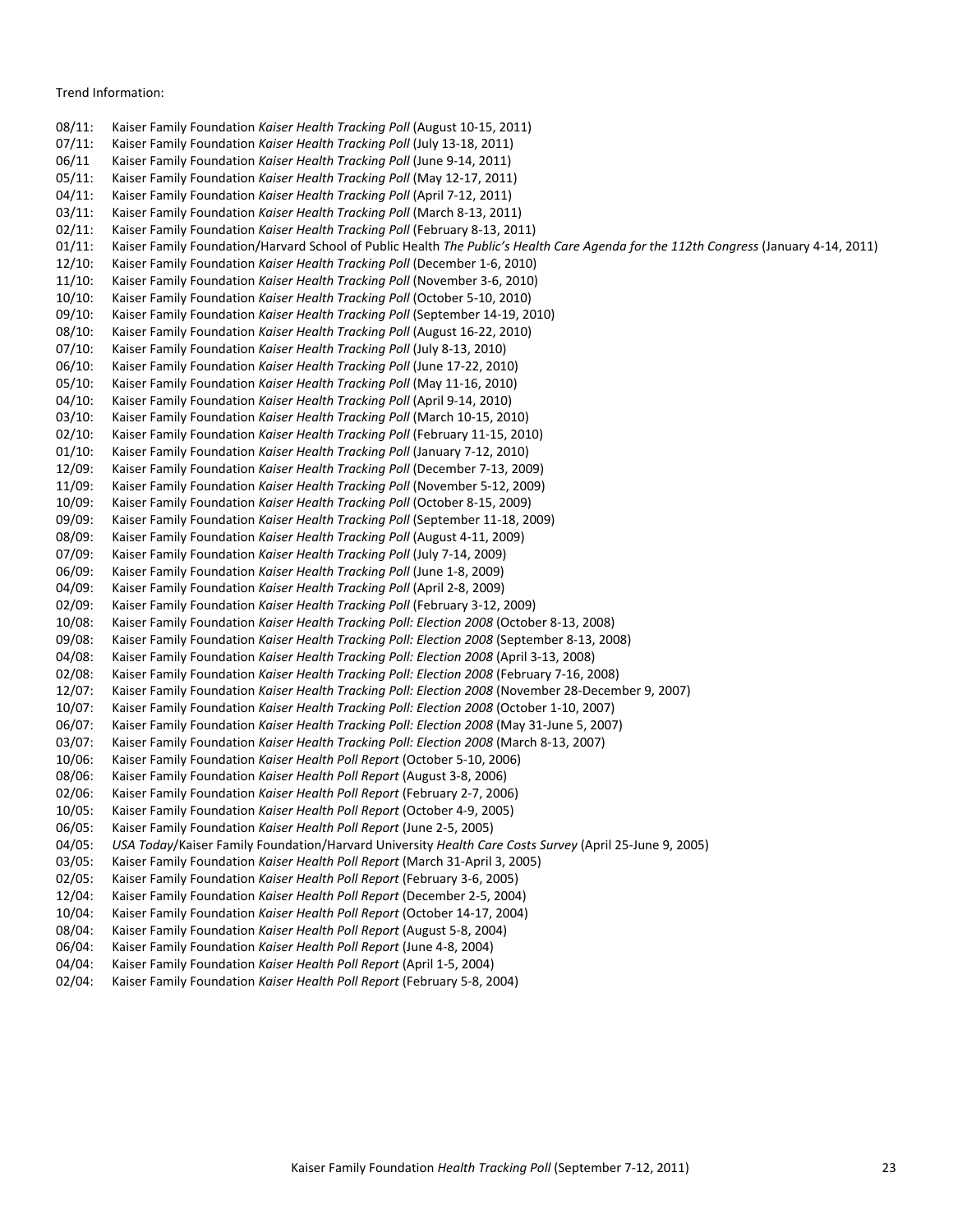Trend Information:

08/11: Kaiser Family Foundation *Kaiser Health Tracking Poll* (August 10-15, 2011)
07/11: Kaiser Family Foundation *Kaiser Health Tracking Poll* (July 13-18, 2011)
06/11 Kaiser Family Foundation *Kaiser Health Tracking Poll* (June 9-14, 2011)
05/11: Kaiser Family Foundation *Kaiser Health Tracking Poll* (May 12-17, 2011)
04/11: Kaiser Family Foundation *Kaiser Health Tracking Poll* (April 7-12, 2011)
03/11: Kaiser Family Foundation *Kaiser Health Tracking Poll* (March 8-13, 2011)
02/11: Kaiser Family Foundation *Kaiser Health Tracking Poll* (February 8-13, 2011)
01/11: Kaiser Family Foundation/Harvard School of Public Health *The Public's Health Care Agenda for the 112th Congress* (January 4-14, 2011)
12/10: Kaiser Family Foundation *Kaiser Health Tracking Poll* (December 1-6, 2010)
11/10: Kaiser Family Foundation *Kaiser Health Tracking Poll* (November 3-6, 2010)
10/10: Kaiser Family Foundation *Kaiser Health Tracking Poll* (October 5-10, 2010)
09/10: Kaiser Family Foundation *Kaiser Health Tracking Poll* (September 14-19, 2010)
08/10: Kaiser Family Foundation *Kaiser Health Tracking Poll* (August 16-22, 2010)
07/10: Kaiser Family Foundation *Kaiser Health Tracking Poll* (July 8-13, 2010)
06/10: Kaiser Family Foundation *Kaiser Health Tracking Poll* (June 17-22, 2010)
05/10: Kaiser Family Foundation *Kaiser Health Tracking Poll* (May 11-16, 2010)
04/10: Kaiser Family Foundation *Kaiser Health Tracking Poll* (April 9-14, 2010)
03/10: Kaiser Family Foundation *Kaiser Health Tracking Poll* (March 10-15, 2010)
02/10: Kaiser Family Foundation *Kaiser Health Tracking Poll* (February 11-15, 2010)
01/10: Kaiser Family Foundation *Kaiser Health Tracking Poll* (January 7-12, 2010)
12/09: Kaiser Family Foundation *Kaiser Health Tracking Poll* (December 7-13, 2009)
11/09: Kaiser Family Foundation *Kaiser Health Tracking Poll* (November 5-12, 2009)
10/09: Kaiser Family Foundation *Kaiser Health Tracking Poll* (October 8-15, 2009)
09/09: Kaiser Family Foundation *Kaiser Health Tracking Poll* (September 11-18, 2009)
08/09: Kaiser Family Foundation *Kaiser Health Tracking Poll* (August 4-11, 2009)
07/09: Kaiser Family Foundation *Kaiser Health Tracking Poll* (July 7-14, 2009)
06/09: Kaiser Family Foundation *Kaiser Health Tracking Poll* (June 1-8, 2009)
04/09: Kaiser Family Foundation *Kaiser Health Tracking Poll* (April 2-8, 2009)
02/09: Kaiser Family Foundation *Kaiser Health Tracking Poll* (February 3-12, 2009)
10/08: Kaiser Family Foundation *Kaiser Health Tracking Poll: Election 2008* (October 8-13, 2008)
09/08: Kaiser Family Foundation *Kaiser Health Tracking Poll: Election 2008* (September 8-13, 2008)
04/08: Kaiser Family Foundation *Kaiser Health Tracking Poll: Election 2008* (April 3-13, 2008)
02/08: Kaiser Family Foundation *Kaiser Health Tracking Poll: Election 2008* (February 7-16, 2008)
12/07: Kaiser Family Foundation *Kaiser Health Tracking Poll: Election 2008* (November 28-December 9, 2007)
10/07: Kaiser Family Foundation *Kaiser Health Tracking Poll: Election 2008* (October 1-10, 2007)
06/07: Kaiser Family Foundation *Kaiser Health Tracking Poll: Election 2008* (May 31-June 5, 2007)
03/07: Kaiser Family Foundation *Kaiser Health Tracking Poll: Election 2008* (March 8-13, 2007)
10/06: Kaiser Family Foundation *Kaiser Health Poll Report* (October 5-10, 2006)
08/06: Kaiser Family Foundation *Kaiser Health Poll Report* (August 3-8, 2006)
02/06: Kaiser Family Foundation *Kaiser Health Poll Report* (February 2-7, 2006)
10/05: Kaiser Family Foundation *Kaiser Health Poll Report* (October 4-9, 2005)
06/05: Kaiser Family Foundation *Kaiser Health Poll Report* (June 2-5, 2005)
04/05: *USA Today*/Kaiser Family Foundation/Harvard University *Health Care Costs Survey* (April 25-June 9, 2005)
03/05: Kaiser Family Foundation *Kaiser Health Poll Report* (March 31-April 3, 2005)
02/05: Kaiser Family Foundation *Kaiser Health Poll Report* (February 3-6, 2005)
12/04: Kaiser Family Foundation *Kaiser Health Poll Report* (December 2-5, 2004)
10/04: Kaiser Family Foundation *Kaiser Health Poll Report* (October 14-17, 2004)
08/04: Kaiser Family Foundation *Kaiser Health Poll Report* (August 5-8, 2004)
06/04: Kaiser Family Foundation *Kaiser Health Poll Report* (June 4-8, 2004)
04/04: Kaiser Family Foundation *Kaiser Health Poll Report* (April 1-5, 2004)
02/04: Kaiser Family Foundation *Kaiser Health Poll Report* (February 5-8, 2004)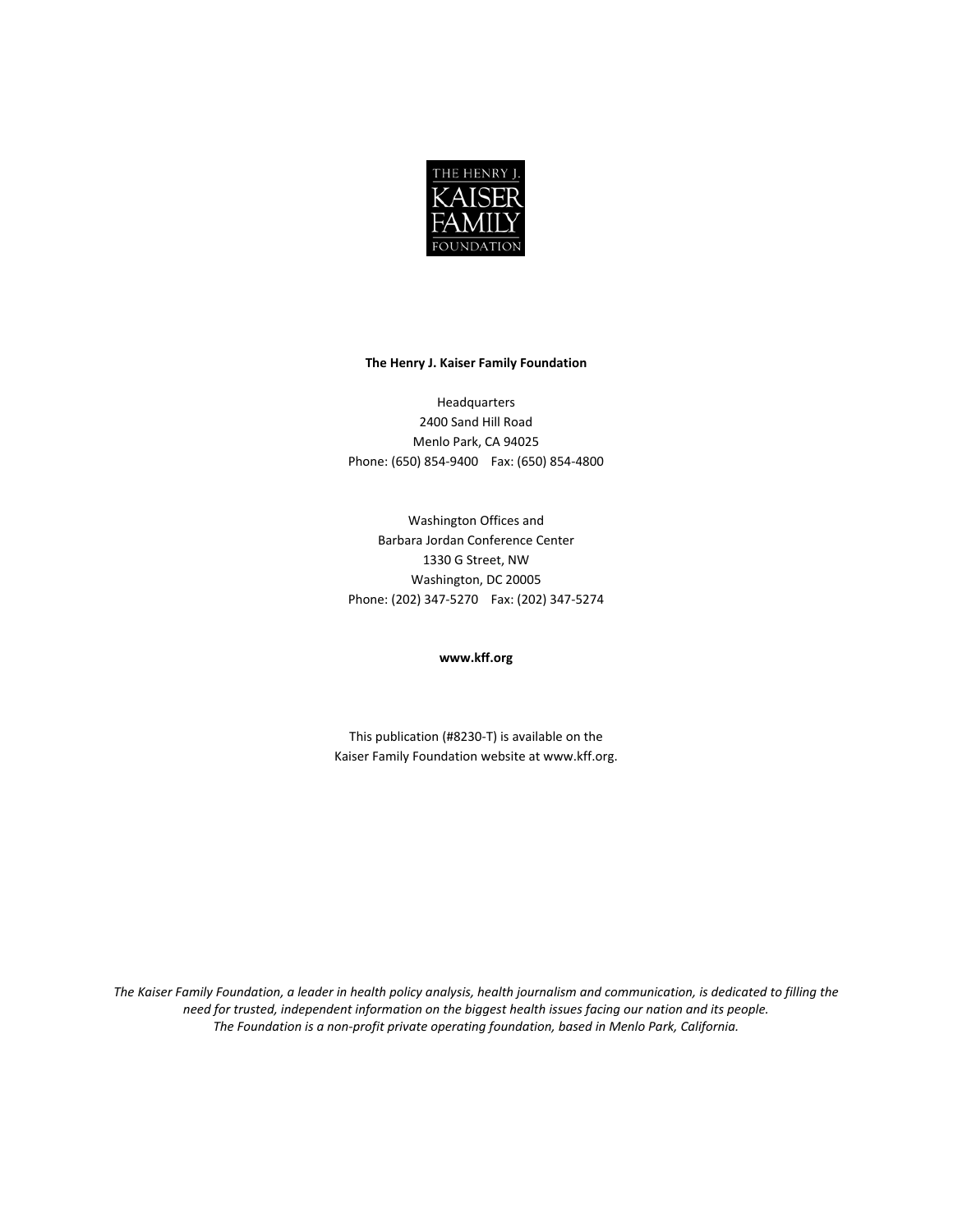THE HENRY J.
KAISER
FAMILY
FOUNDATION

**The Henry J. Kaiser Family Foundation**

Headquarters
2400 Sand Hill Road
Menlo Park, CA 94025
Phone: (650) 854-9400    Fax: (650) 854-4800

Washington Offices and
Barbara Jordan Conference Center
1330 G Street, NW
Washington, DC 20005
Phone: (202) 347-5270    Fax: (202) 347-5274

**www.kff.org**

This publication (#8230-T) is available on the
Kaiser Family Foundation website at www.kff.org.

*The Kaiser Family Foundation, a leader in health policy analysis, health journalism and communication, is dedicated to filling the need for trusted, independent information on the biggest health issues facing our nation and its people. The Foundation is a non-profit private operating foundation, based in Menlo Park, California.*